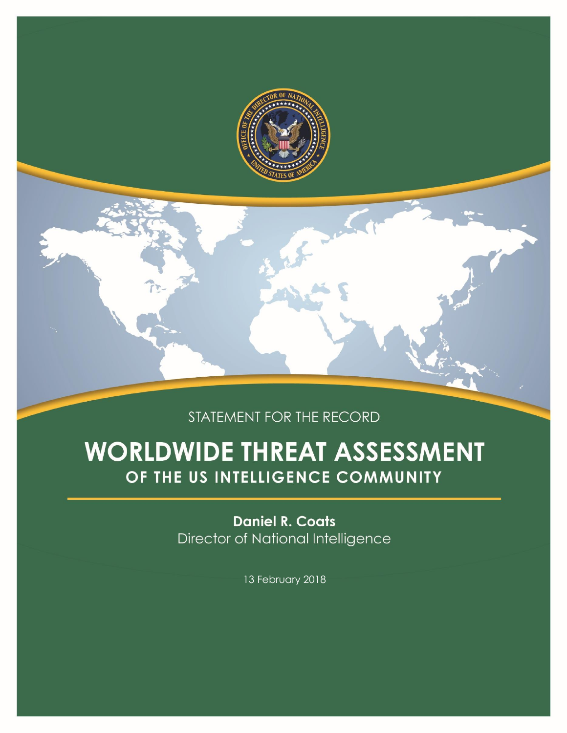STATEMENT FOR THE RECORD

# WORLDWIDE THREAT ASSESSMENT

## OF THE US INTELLIGENCE COMMUNITY

**Daniel R. Coats**
Director of National Intelligence

13 February 2018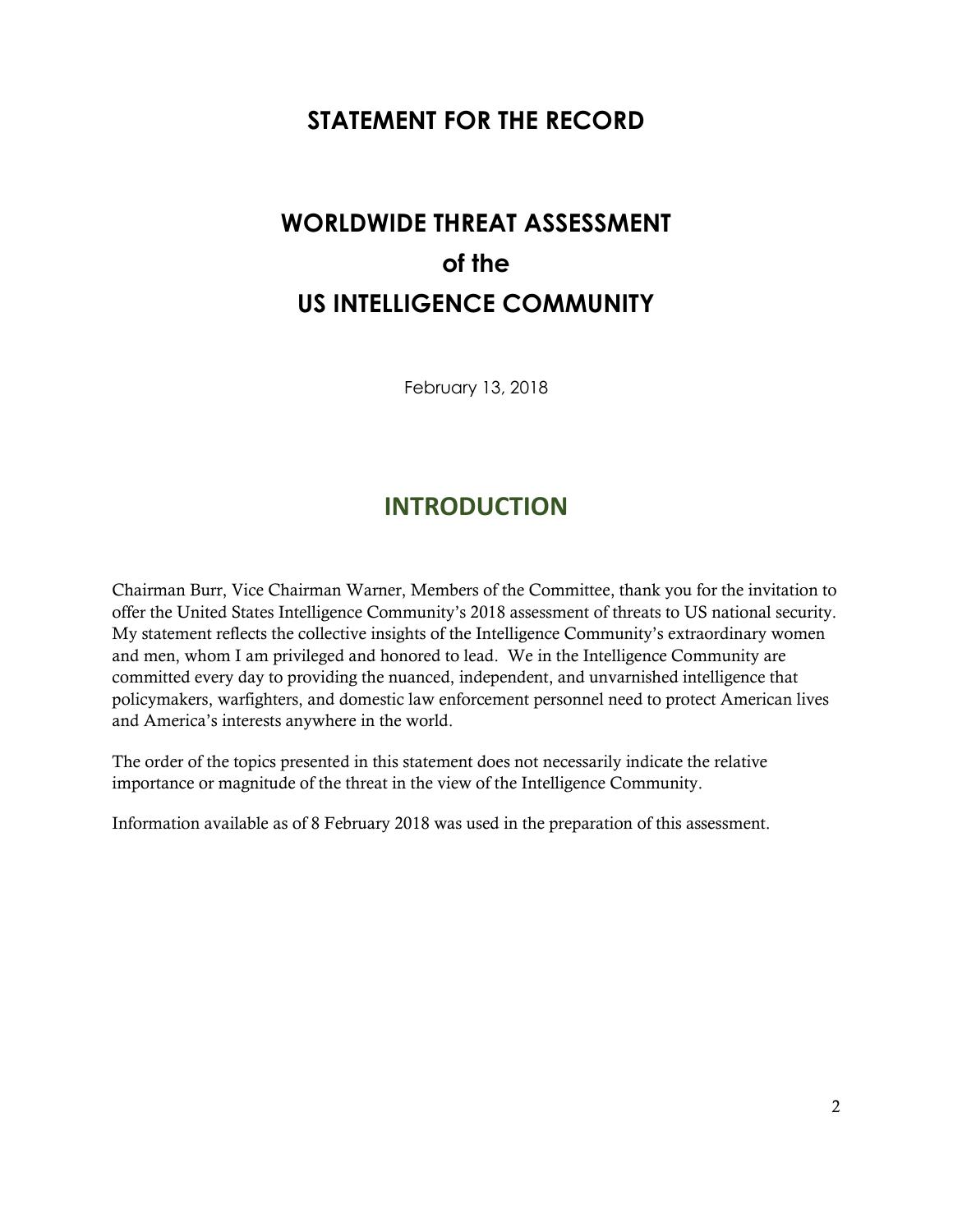# STATEMENT FOR THE RECORD

# WORLDWIDE THREAT ASSESSMENT of the US INTELLIGENCE COMMUNITY

February 13, 2018

## INTRODUCTION

Chairman Burr, Vice Chairman Warner, Members of the Committee, thank you for the invitation to offer the United States Intelligence Community's 2018 assessment of threats to US national security. My statement reflects the collective insights of the Intelligence Community's extraordinary women and men, whom I am privileged and honored to lead. We in the Intelligence Community are committed every day to providing the nuanced, independent, and unvarnished intelligence that policymakers, warfighters, and domestic law enforcement personnel need to protect American lives and America's interests anywhere in the world.

The order of the topics presented in this statement does not necessarily indicate the relative importance or magnitude of the threat in the view of the Intelligence Community.

Information available as of 8 February 2018 was used in the preparation of this assessment.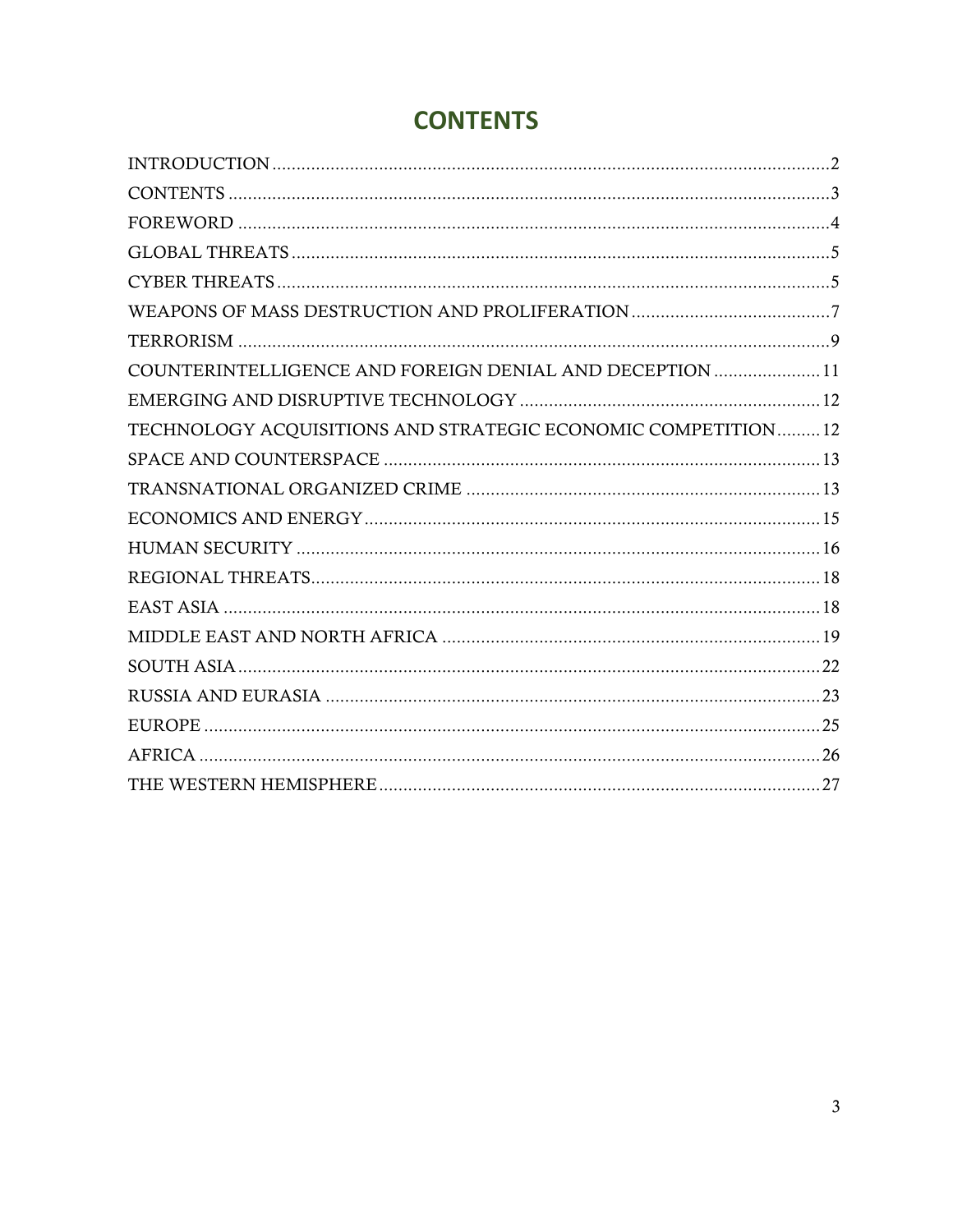# CONTENTS

INTRODUCTION .......... 2
CONTENTS .......... 3
FOREWORD .......... 4
GLOBAL THREATS .......... 5
CYBER THREATS .......... 5
WEAPONS OF MASS DESTRUCTION AND PROLIFERATION .......... 7
TERRORISM .......... 9
COUNTERINTELLIGENCE AND FOREIGN DENIAL AND DECEPTION .......... 11
EMERGING AND DISRUPTIVE TECHNOLOGY .......... 12
TECHNOLOGY ACQUISITIONS AND STRATEGIC ECONOMIC COMPETITION .......... 12
SPACE AND COUNTERSPACE .......... 13
TRANSNATIONAL ORGANIZED CRIME .......... 13
ECONOMICS AND ENERGY .......... 15
HUMAN SECURITY .......... 16
REGIONAL THREATS .......... 18
EAST ASIA .......... 18
MIDDLE EAST AND NORTH AFRICA .......... 19
SOUTH ASIA .......... 22
RUSSIA AND EURASIA .......... 23
EUROPE .......... 25
AFRICA .......... 26
THE WESTERN HEMISPHERE .......... 27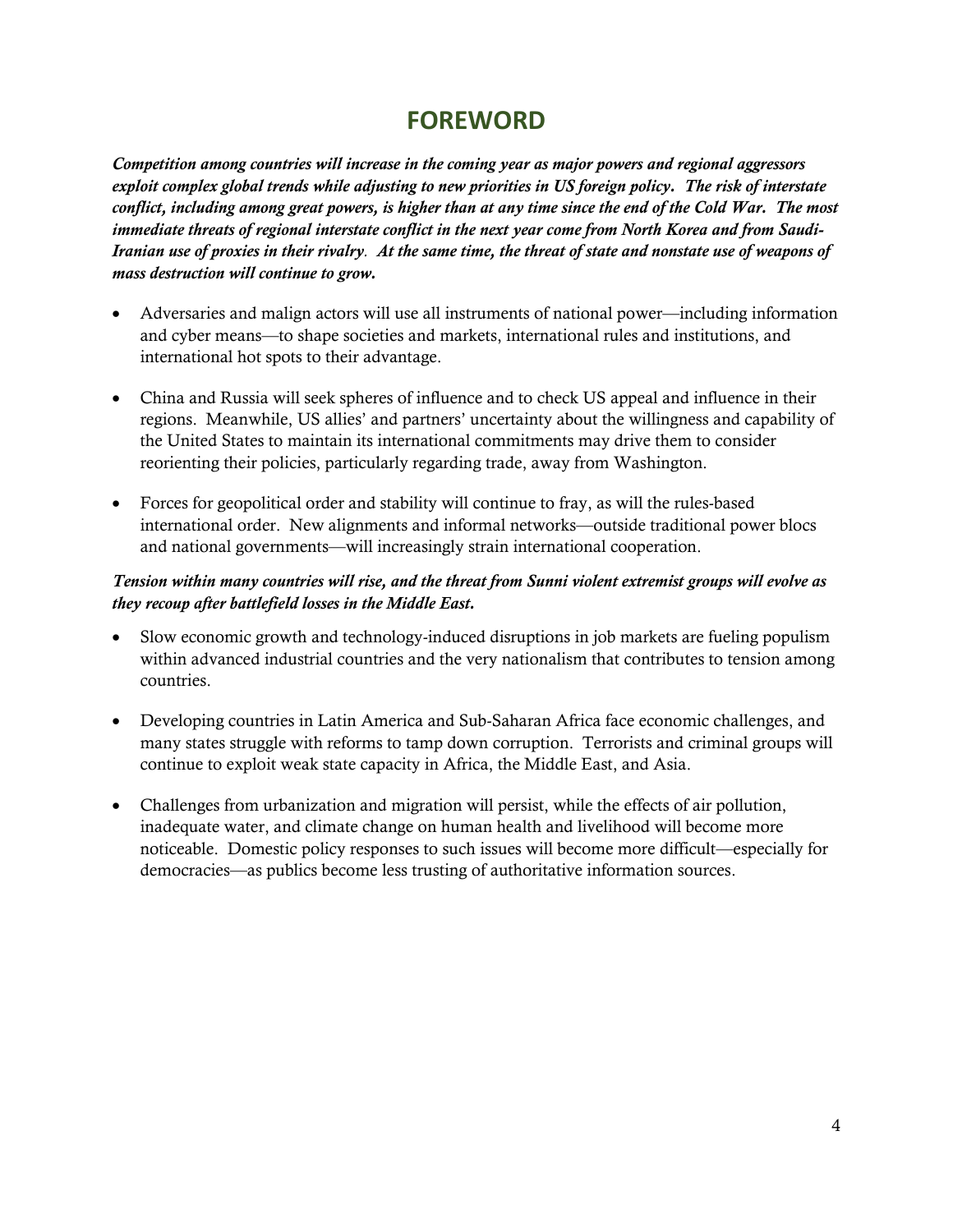# FOREWORD

***Competition among countries will increase in the coming year as major powers and regional aggressors exploit complex global trends while adjusting to new priorities in US foreign policy. The risk of interstate conflict, including among great powers, is higher than at any time since the end of the Cold War. The most immediate threats of regional interstate conflict in the next year come from North Korea and from Saudi-Iranian use of proxies in their rivalry. At the same time, the threat of state and nonstate use of weapons of mass destruction will continue to grow.***

- Adversaries and malign actors will use all instruments of national power—including information and cyber means—to shape societies and markets, international rules and institutions, and international hot spots to their advantage.

- China and Russia will seek spheres of influence and to check US appeal and influence in their regions. Meanwhile, US allies' and partners' uncertainty about the willingness and capability of the United States to maintain its international commitments may drive them to consider reorienting their policies, particularly regarding trade, away from Washington.

- Forces for geopolitical order and stability will continue to fray, as will the rules-based international order. New alignments and informal networks—outside traditional power blocs and national governments—will increasingly strain international cooperation.

***Tension within many countries will rise, and the threat from Sunni violent extremist groups will evolve as they recoup after battlefield losses in the Middle East.***

- Slow economic growth and technology-induced disruptions in job markets are fueling populism within advanced industrial countries and the very nationalism that contributes to tension among countries.

- Developing countries in Latin America and Sub-Saharan Africa face economic challenges, and many states struggle with reforms to tamp down corruption. Terrorists and criminal groups will continue to exploit weak state capacity in Africa, the Middle East, and Asia.

- Challenges from urbanization and migration will persist, while the effects of air pollution, inadequate water, and climate change on human health and livelihood will become more noticeable. Domestic policy responses to such issues will become more difficult—especially for democracies—as publics become less trusting of authoritative information sources.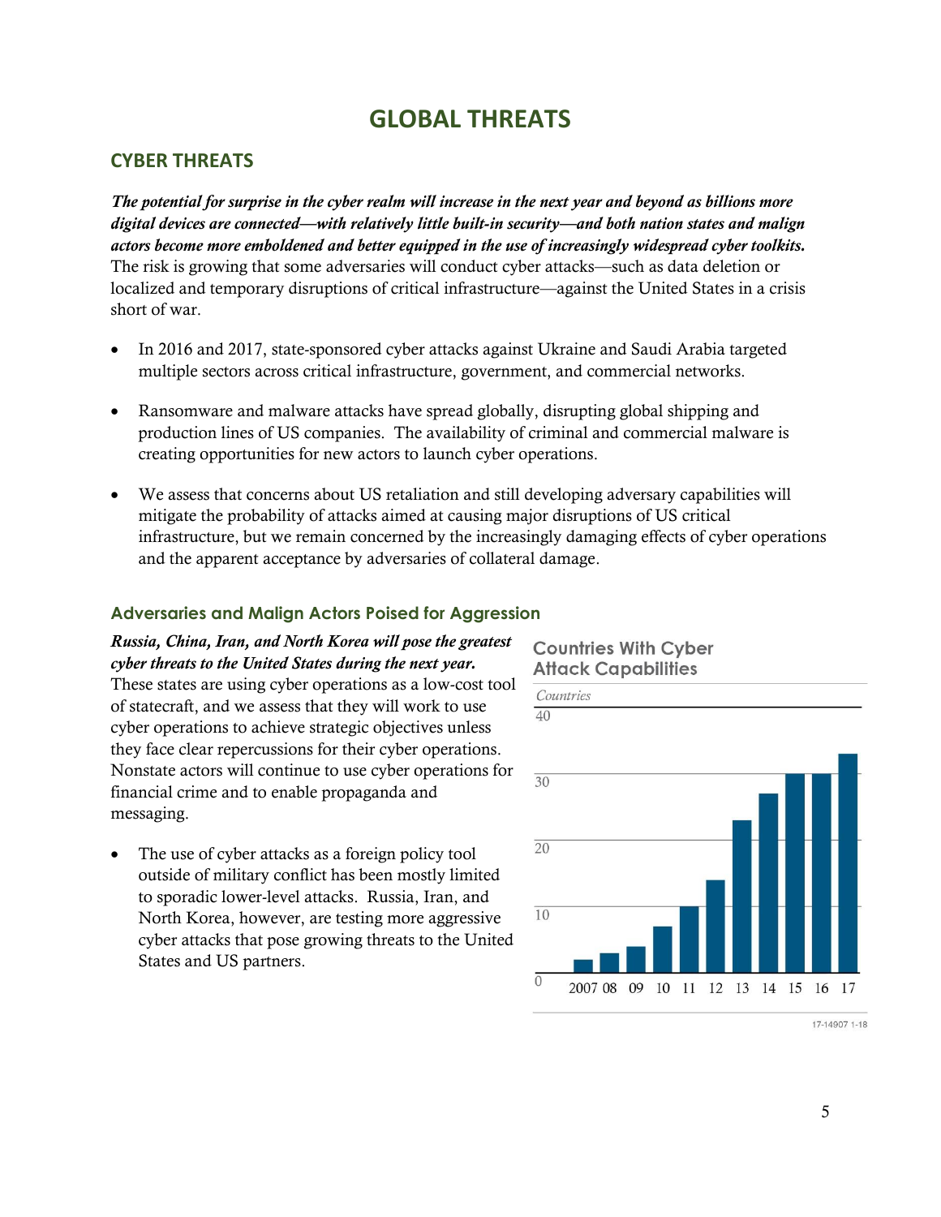# GLOBAL THREATS

## CYBER THREATS

***The potential for surprise in the cyber realm will increase in the next year and beyond as billions more digital devices are connected—with relatively little built-in security—and both nation states and malign actors become more emboldened and better equipped in the use of increasingly widespread cyber toolkits.*** The risk is growing that some adversaries will conduct cyber attacks—such as data deletion or localized and temporary disruptions of critical infrastructure—against the United States in a crisis short of war.

- In 2016 and 2017, state-sponsored cyber attacks against Ukraine and Saudi Arabia targeted multiple sectors across critical infrastructure, government, and commercial networks.
- Ransomware and malware attacks have spread globally, disrupting global shipping and production lines of US companies. The availability of criminal and commercial malware is creating opportunities for new actors to launch cyber operations.
- We assess that concerns about US retaliation and still developing adversary capabilities will mitigate the probability of attacks aimed at causing major disruptions of US critical infrastructure, but we remain concerned by the increasingly damaging effects of cyber operations and the apparent acceptance by adversaries of collateral damage.

### Adversaries and Malign Actors Poised for Aggression

***Russia, China, Iran, and North Korea will pose the greatest cyber threats to the United States during the next year.*** These states are using cyber operations as a low-cost tool of statecraft, and we assess that they will work to use cyber operations to achieve strategic objectives unless they face clear repercussions for their cyber operations. Nonstate actors will continue to use cyber operations for financial crime and to enable propaganda and messaging.

- The use of cyber attacks as a foreign policy tool outside of military conflict has been mostly limited to sporadic lower-level attacks. Russia, Iran, and North Korea, however, are testing more aggressive cyber attacks that pose growing threats to the United States and US partners.

**Countries With Cyber Attack Capabilities**

*Countries*

40

30

20

10

0

2007 08 09 10 11 12 13 14 15 16 17

17-14907 1-18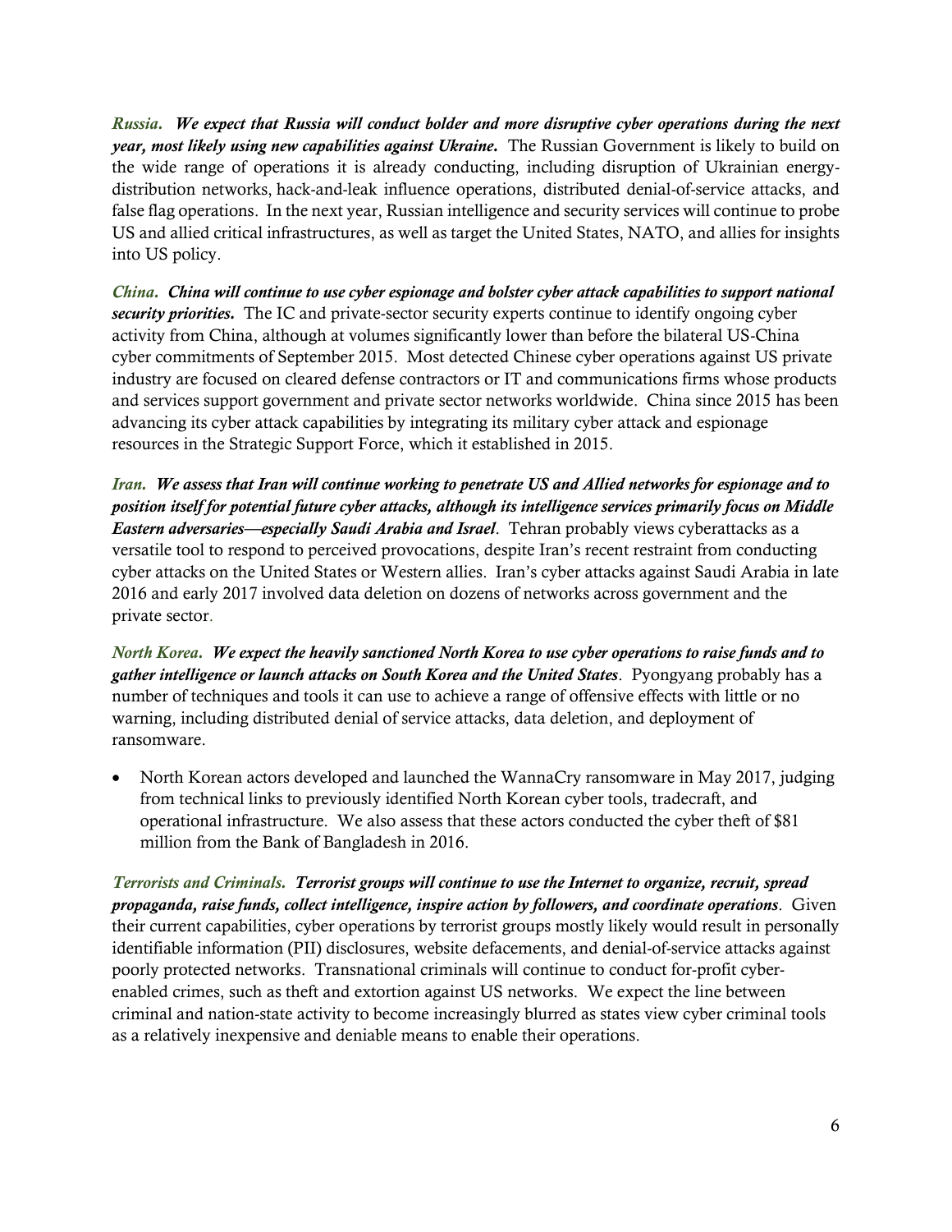*Russia.* ***We expect that Russia will conduct bolder and more disruptive cyber operations during the next year, most likely using new capabilities against Ukraine.*** The Russian Government is likely to build on the wide range of operations it is already conducting, including disruption of Ukrainian energy-distribution networks, hack-and-leak influence operations, distributed denial-of-service attacks, and false flag operations. In the next year, Russian intelligence and security services will continue to probe US and allied critical infrastructures, as well as target the United States, NATO, and allies for insights into US policy.

*China.* ***China will continue to use cyber espionage and bolster cyber attack capabilities to support national security priorities.*** The IC and private-sector security experts continue to identify ongoing cyber activity from China, although at volumes significantly lower than before the bilateral US-China cyber commitments of September 2015. Most detected Chinese cyber operations against US private industry are focused on cleared defense contractors or IT and communications firms whose products and services support government and private sector networks worldwide. China since 2015 has been advancing its cyber attack capabilities by integrating its military cyber attack and espionage resources in the Strategic Support Force, which it established in 2015.

*Iran.* ***We assess that Iran will continue working to penetrate US and Allied networks for espionage and to position itself for potential future cyber attacks, although its intelligence services primarily focus on Middle Eastern adversaries—especially Saudi Arabia and Israel***. Tehran probably views cyberattacks as a versatile tool to respond to perceived provocations, despite Iran's recent restraint from conducting cyber attacks on the United States or Western allies. Iran's cyber attacks against Saudi Arabia in late 2016 and early 2017 involved data deletion on dozens of networks across government and the private sector.

*North Korea.* ***We expect the heavily sanctioned North Korea to use cyber operations to raise funds and to gather intelligence or launch attacks on South Korea and the United States***. Pyongyang probably has a number of techniques and tools it can use to achieve a range of offensive effects with little or no warning, including distributed denial of service attacks, data deletion, and deployment of ransomware.

- North Korean actors developed and launched the WannaCry ransomware in May 2017, judging from technical links to previously identified North Korean cyber tools, tradecraft, and operational infrastructure. We also assess that these actors conducted the cyber theft of $81 million from the Bank of Bangladesh in 2016.

*Terrorists and Criminals.* ***Terrorist groups will continue to use the Internet to organize, recruit, spread propaganda, raise funds, collect intelligence, inspire action by followers, and coordinate operations***. Given their current capabilities, cyber operations by terrorist groups mostly likely would result in personally identifiable information (PII) disclosures, website defacements, and denial-of-service attacks against poorly protected networks. Transnational criminals will continue to conduct for-profit cyber-enabled crimes, such as theft and extortion against US networks. We expect the line between criminal and nation-state activity to become increasingly blurred as states view cyber criminal tools as a relatively inexpensive and deniable means to enable their operations.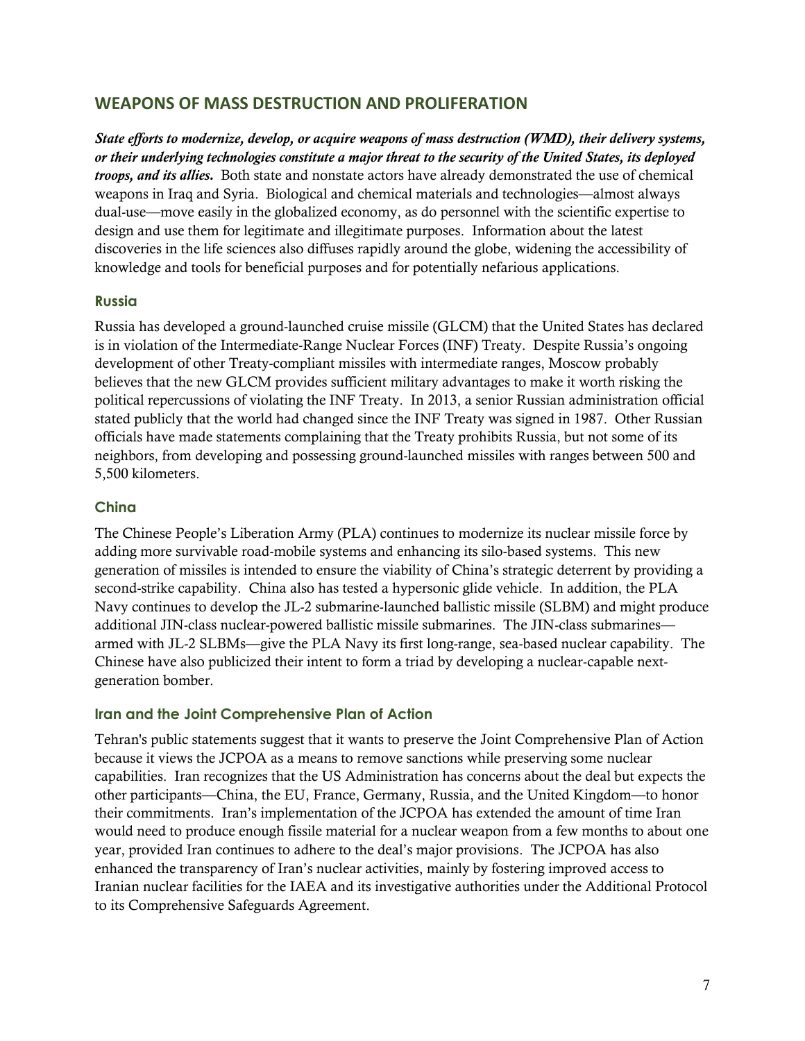## WEAPONS OF MASS DESTRUCTION AND PROLIFERATION

***State efforts to modernize, develop, or acquire weapons of mass destruction (WMD), their delivery systems, or their underlying technologies constitute a major threat to the security of the United States, its deployed troops, and its allies.*** Both state and nonstate actors have already demonstrated the use of chemical weapons in Iraq and Syria. Biological and chemical materials and technologies—almost always dual-use—move easily in the globalized economy, as do personnel with the scientific expertise to design and use them for legitimate and illegitimate purposes. Information about the latest discoveries in the life sciences also diffuses rapidly around the globe, widening the accessibility of knowledge and tools for beneficial purposes and for potentially nefarious applications.

### Russia

Russia has developed a ground-launched cruise missile (GLCM) that the United States has declared is in violation of the Intermediate-Range Nuclear Forces (INF) Treaty. Despite Russia's ongoing development of other Treaty-compliant missiles with intermediate ranges, Moscow probably believes that the new GLCM provides sufficient military advantages to make it worth risking the political repercussions of violating the INF Treaty. In 2013, a senior Russian administration official stated publicly that the world had changed since the INF Treaty was signed in 1987. Other Russian officials have made statements complaining that the Treaty prohibits Russia, but not some of its neighbors, from developing and possessing ground-launched missiles with ranges between 500 and 5,500 kilometers.

### China

The Chinese People's Liberation Army (PLA) continues to modernize its nuclear missile force by adding more survivable road-mobile systems and enhancing its silo-based systems. This new generation of missiles is intended to ensure the viability of China's strategic deterrent by providing a second-strike capability. China also has tested a hypersonic glide vehicle. In addition, the PLA Navy continues to develop the JL-2 submarine-launched ballistic missile (SLBM) and might produce additional JIN-class nuclear-powered ballistic missile submarines. The JIN-class submarines—armed with JL-2 SLBMs—give the PLA Navy its first long-range, sea-based nuclear capability. The Chinese have also publicized their intent to form a triad by developing a nuclear-capable next-generation bomber.

### Iran and the Joint Comprehensive Plan of Action

Tehran's public statements suggest that it wants to preserve the Joint Comprehensive Plan of Action because it views the JCPOA as a means to remove sanctions while preserving some nuclear capabilities. Iran recognizes that the US Administration has concerns about the deal but expects the other participants—China, the EU, France, Germany, Russia, and the United Kingdom—to honor their commitments. Iran's implementation of the JCPOA has extended the amount of time Iran would need to produce enough fissile material for a nuclear weapon from a few months to about one year, provided Iran continues to adhere to the deal's major provisions. The JCPOA has also enhanced the transparency of Iran's nuclear activities, mainly by fostering improved access to Iranian nuclear facilities for the IAEA and its investigative authorities under the Additional Protocol to its Comprehensive Safeguards Agreement.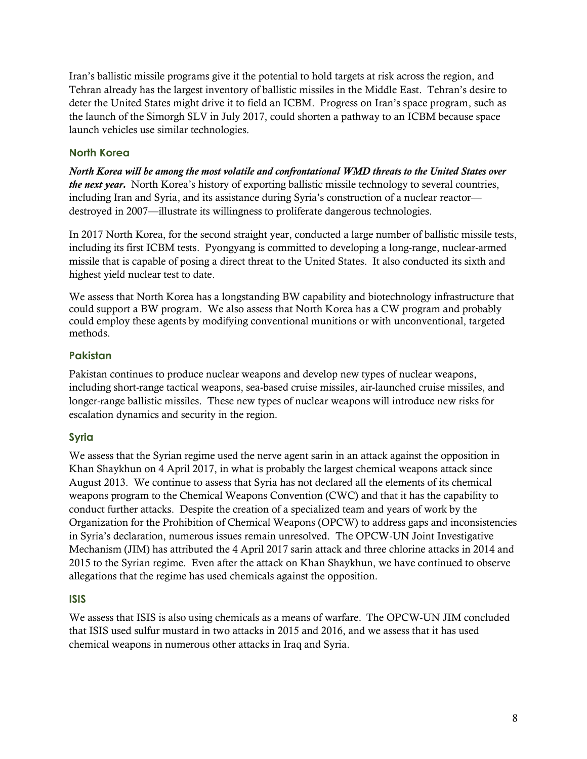Iran's ballistic missile programs give it the potential to hold targets at risk across the region, and Tehran already has the largest inventory of ballistic missiles in the Middle East. Tehran's desire to deter the United States might drive it to field an ICBM. Progress on Iran's space program, such as the launch of the Simorgh SLV in July 2017, could shorten a pathway to an ICBM because space launch vehicles use similar technologies.

### North Korea

***North Korea will be among the most volatile and confrontational WMD threats to the United States over the next year.*** North Korea's history of exporting ballistic missile technology to several countries, including Iran and Syria, and its assistance during Syria's construction of a nuclear reactor—destroyed in 2007—illustrate its willingness to proliferate dangerous technologies.

In 2017 North Korea, for the second straight year, conducted a large number of ballistic missile tests, including its first ICBM tests. Pyongyang is committed to developing a long-range, nuclear-armed missile that is capable of posing a direct threat to the United States. It also conducted its sixth and highest yield nuclear test to date.

We assess that North Korea has a longstanding BW capability and biotechnology infrastructure that could support a BW program. We also assess that North Korea has a CW program and probably could employ these agents by modifying conventional munitions or with unconventional, targeted methods.

### Pakistan

Pakistan continues to produce nuclear weapons and develop new types of nuclear weapons, including short-range tactical weapons, sea-based cruise missiles, air-launched cruise missiles, and longer-range ballistic missiles. These new types of nuclear weapons will introduce new risks for escalation dynamics and security in the region.

### Syria

We assess that the Syrian regime used the nerve agent sarin in an attack against the opposition in Khan Shaykhun on 4 April 2017, in what is probably the largest chemical weapons attack since August 2013. We continue to assess that Syria has not declared all the elements of its chemical weapons program to the Chemical Weapons Convention (CWC) and that it has the capability to conduct further attacks. Despite the creation of a specialized team and years of work by the Organization for the Prohibition of Chemical Weapons (OPCW) to address gaps and inconsistencies in Syria's declaration, numerous issues remain unresolved. The OPCW-UN Joint Investigative Mechanism (JIM) has attributed the 4 April 2017 sarin attack and three chlorine attacks in 2014 and 2015 to the Syrian regime. Even after the attack on Khan Shaykhun, we have continued to observe allegations that the regime has used chemicals against the opposition.

### ISIS

We assess that ISIS is also using chemicals as a means of warfare. The OPCW-UN JIM concluded that ISIS used sulfur mustard in two attacks in 2015 and 2016, and we assess that it has used chemical weapons in numerous other attacks in Iraq and Syria.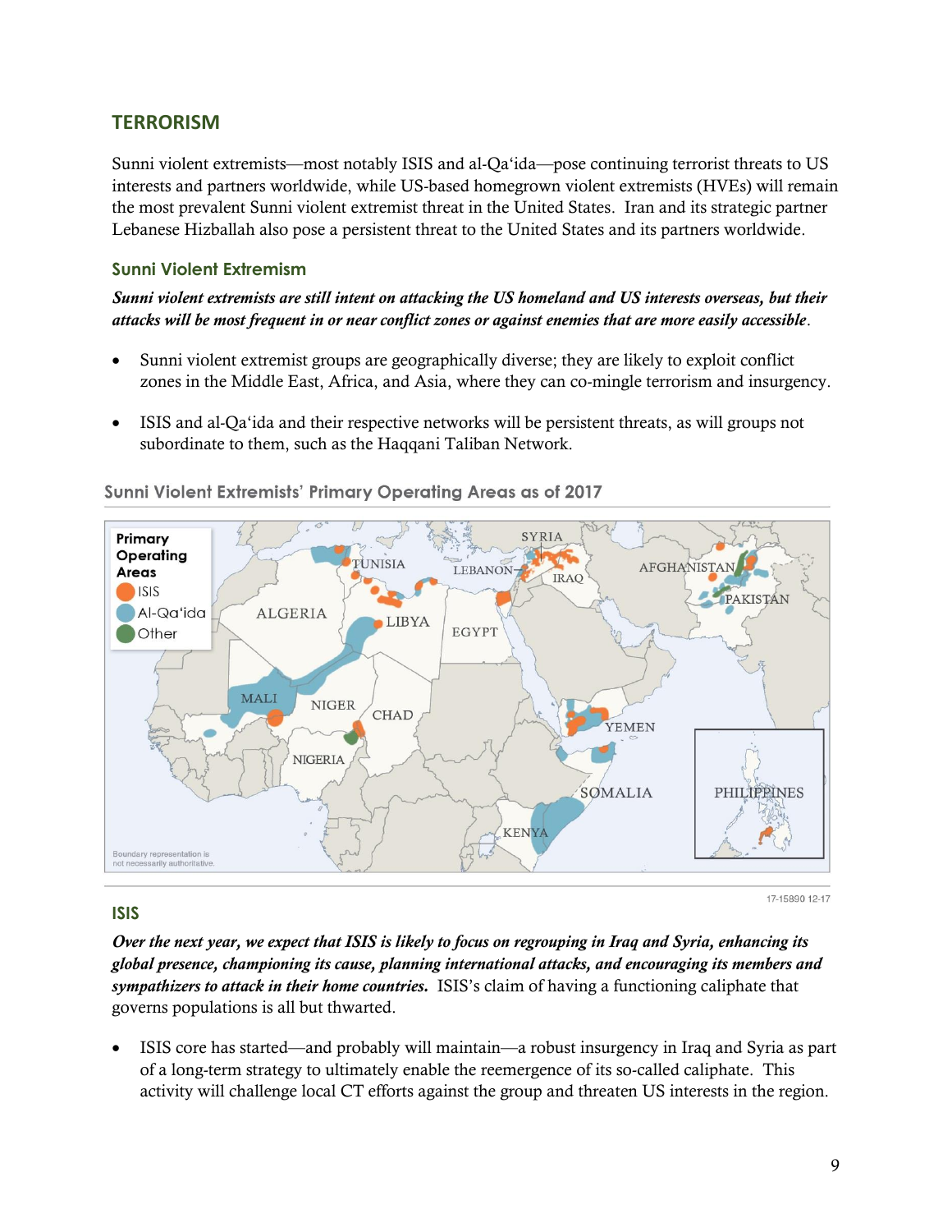## TERRORISM

Sunni violent extremists—most notably ISIS and al-Qa'ida—pose continuing terrorist threats to US interests and partners worldwide, while US-based homegrown violent extremists (HVEs) will remain the most prevalent Sunni violent extremist threat in the United States. Iran and its strategic partner Lebanese Hizballah also pose a persistent threat to the United States and its partners worldwide.

### Sunni Violent Extremism

***Sunni violent extremists are still intent on attacking the US homeland and US interests overseas, but their attacks will be most frequent in or near conflict zones or against enemies that are more easily accessible.***

- Sunni violent extremist groups are geographically diverse; they are likely to exploit conflict zones in the Middle East, Africa, and Asia, where they can co-mingle terrorism and insurgency.

- ISIS and al-Qa'ida and their respective networks will be persistent threats, as will groups not subordinate to them, such as the Haqqani Taliban Network.

**Sunni Violent Extremists' Primary Operating Areas as of 2017**

Primary Operating Areas: ISIS; Al-Qa'ida; Other

TUNISIA, ALGERIA, LIBYA, EGYPT, SYRIA, LEBANON, IRAQ, AFGHANISTAN, PAKISTAN, MALI, NIGER, CHAD, NIGERIA, YEMEN, SOMALIA, KENYA, PHILIPPINES

Boundary representation is not necessarily authoritative.

17-15890 12-17

### ISIS

***Over the next year, we expect that ISIS is likely to focus on regrouping in Iraq and Syria, enhancing its global presence, championing its cause, planning international attacks, and encouraging its members and sympathizers to attack in their home countries.*** ISIS's claim of having a functioning caliphate that governs populations is all but thwarted.

- ISIS core has started—and probably will maintain—a robust insurgency in Iraq and Syria as part of a long-term strategy to ultimately enable the reemergence of its so-called caliphate. This activity will challenge local CT efforts against the group and threaten US interests in the region.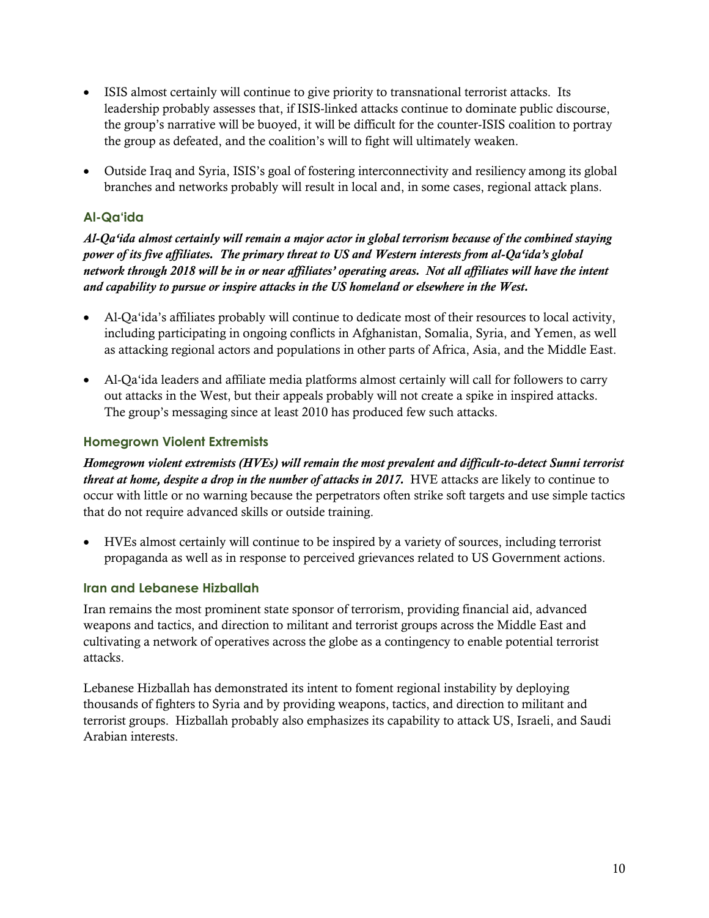- ISIS almost certainly will continue to give priority to transnational terrorist attacks. Its leadership probably assesses that, if ISIS-linked attacks continue to dominate public discourse, the group's narrative will be buoyed, it will be difficult for the counter-ISIS coalition to portray the group as defeated, and the coalition's will to fight will ultimately weaken.

- Outside Iraq and Syria, ISIS's goal of fostering interconnectivity and resiliency among its global branches and networks probably will result in local and, in some cases, regional attack plans.

### Al-Qa'ida

***Al-Qa'ida almost certainly will remain a major actor in global terrorism because of the combined staying power of its five affiliates. The primary threat to US and Western interests from al-Qa'ida's global network through 2018 will be in or near affiliates' operating areas. Not all affiliates will have the intent and capability to pursue or inspire attacks in the US homeland or elsewhere in the West.***

- Al-Qa'ida's affiliates probably will continue to dedicate most of their resources to local activity, including participating in ongoing conflicts in Afghanistan, Somalia, Syria, and Yemen, as well as attacking regional actors and populations in other parts of Africa, Asia, and the Middle East.

- Al-Qa'ida leaders and affiliate media platforms almost certainly will call for followers to carry out attacks in the West, but their appeals probably will not create a spike in inspired attacks. The group's messaging since at least 2010 has produced few such attacks.

### Homegrown Violent Extremists

***Homegrown violent extremists (HVEs) will remain the most prevalent and difficult-to-detect Sunni terrorist threat at home, despite a drop in the number of attacks in 2017.*** HVE attacks are likely to continue to occur with little or no warning because the perpetrators often strike soft targets and use simple tactics that do not require advanced skills or outside training.

- HVEs almost certainly will continue to be inspired by a variety of sources, including terrorist propaganda as well as in response to perceived grievances related to US Government actions.

### Iran and Lebanese Hizballah

Iran remains the most prominent state sponsor of terrorism, providing financial aid, advanced weapons and tactics, and direction to militant and terrorist groups across the Middle East and cultivating a network of operatives across the globe as a contingency to enable potential terrorist attacks.

Lebanese Hizballah has demonstrated its intent to foment regional instability by deploying thousands of fighters to Syria and by providing weapons, tactics, and direction to militant and terrorist groups. Hizballah probably also emphasizes its capability to attack US, Israeli, and Saudi Arabian interests.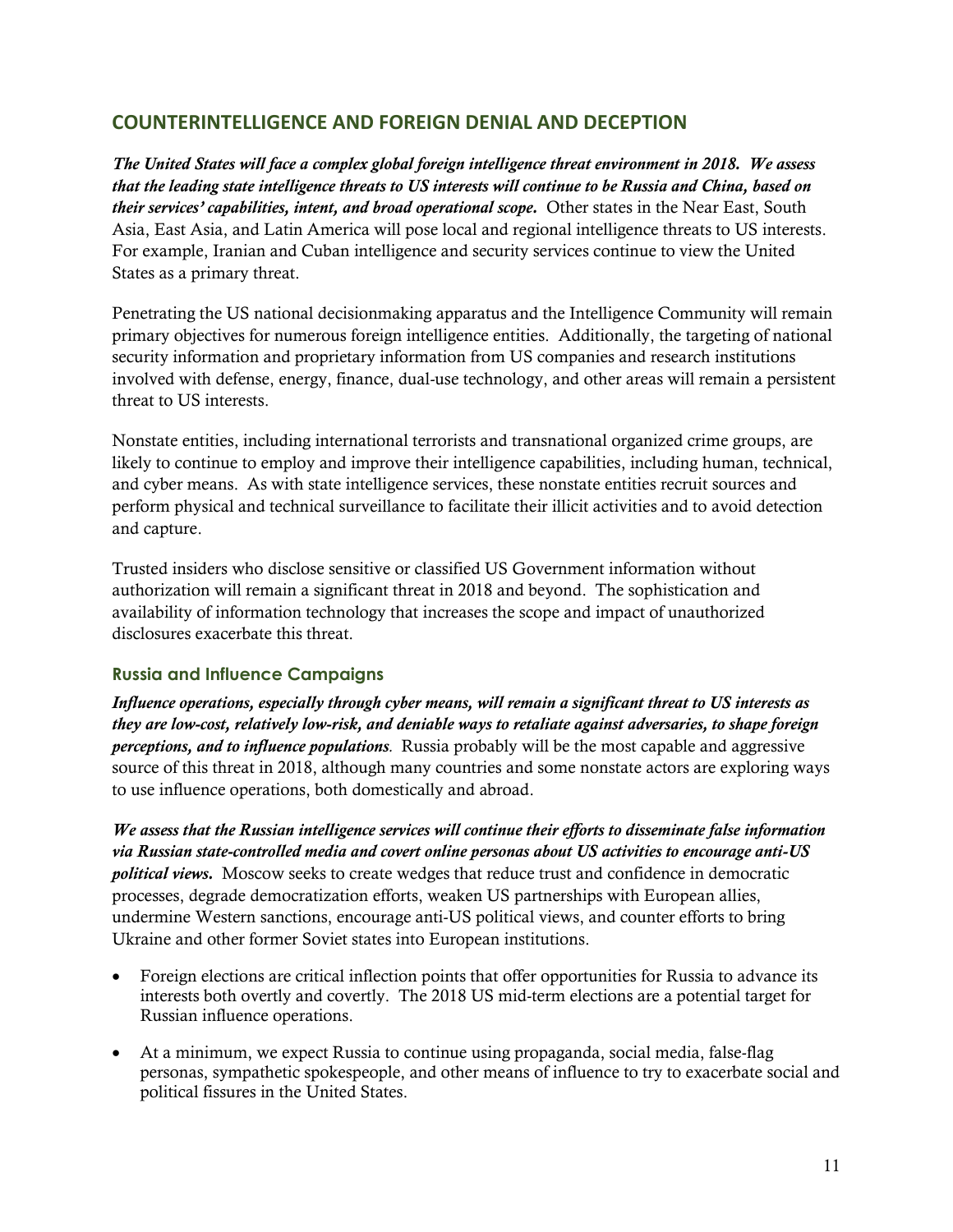## COUNTERINTELLIGENCE AND FOREIGN DENIAL AND DECEPTION

***The United States will face a complex global foreign intelligence threat environment in 2018. We assess that the leading state intelligence threats to US interests will continue to be Russia and China, based on their services' capabilities, intent, and broad operational scope.*** Other states in the Near East, South Asia, East Asia, and Latin America will pose local and regional intelligence threats to US interests. For example, Iranian and Cuban intelligence and security services continue to view the United States as a primary threat.

Penetrating the US national decisionmaking apparatus and the Intelligence Community will remain primary objectives for numerous foreign intelligence entities. Additionally, the targeting of national security information and proprietary information from US companies and research institutions involved with defense, energy, finance, dual-use technology, and other areas will remain a persistent threat to US interests.

Nonstate entities, including international terrorists and transnational organized crime groups, are likely to continue to employ and improve their intelligence capabilities, including human, technical, and cyber means. As with state intelligence services, these nonstate entities recruit sources and perform physical and technical surveillance to facilitate their illicit activities and to avoid detection and capture.

Trusted insiders who disclose sensitive or classified US Government information without authorization will remain a significant threat in 2018 and beyond. The sophistication and availability of information technology that increases the scope and impact of unauthorized disclosures exacerbate this threat.

### Russia and Influence Campaigns

***Influence operations, especially through cyber means, will remain a significant threat to US interests as they are low-cost, relatively low-risk, and deniable ways to retaliate against adversaries, to shape foreign perceptions, and to influence populations.*** Russia probably will be the most capable and aggressive source of this threat in 2018, although many countries and some nonstate actors are exploring ways to use influence operations, both domestically and abroad.

***We assess that the Russian intelligence services will continue their efforts to disseminate false information via Russian state-controlled media and covert online personas about US activities to encourage anti-US political views.*** Moscow seeks to create wedges that reduce trust and confidence in democratic processes, degrade democratization efforts, weaken US partnerships with European allies, undermine Western sanctions, encourage anti-US political views, and counter efforts to bring Ukraine and other former Soviet states into European institutions.

- Foreign elections are critical inflection points that offer opportunities for Russia to advance its interests both overtly and covertly. The 2018 US mid-term elections are a potential target for Russian influence operations.
- At a minimum, we expect Russia to continue using propaganda, social media, false-flag personas, sympathetic spokespeople, and other means of influence to try to exacerbate social and political fissures in the United States.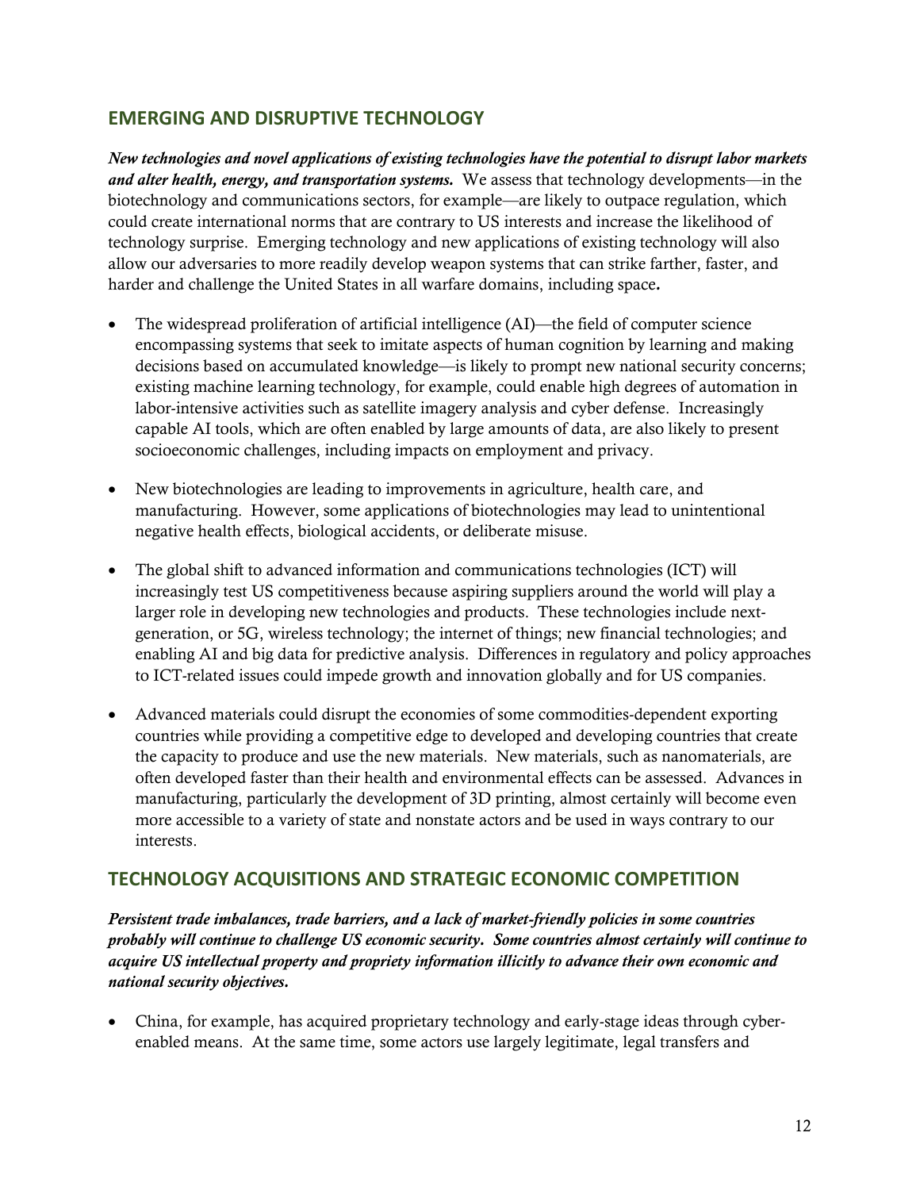## EMERGING AND DISRUPTIVE TECHNOLOGY

***New technologies and novel applications of existing technologies have the potential to disrupt labor markets and alter health, energy, and transportation systems.*** We assess that technology developments—in the biotechnology and communications sectors, for example—are likely to outpace regulation, which could create international norms that are contrary to US interests and increase the likelihood of technology surprise. Emerging technology and new applications of existing technology will also allow our adversaries to more readily develop weapon systems that can strike farther, faster, and harder and challenge the United States in all warfare domains, including space**.**

- The widespread proliferation of artificial intelligence (AI)—the field of computer science encompassing systems that seek to imitate aspects of human cognition by learning and making decisions based on accumulated knowledge—is likely to prompt new national security concerns; existing machine learning technology, for example, could enable high degrees of automation in labor-intensive activities such as satellite imagery analysis and cyber defense. Increasingly capable AI tools, which are often enabled by large amounts of data, are also likely to present socioeconomic challenges, including impacts on employment and privacy.

- New biotechnologies are leading to improvements in agriculture, health care, and manufacturing. However, some applications of biotechnologies may lead to unintentional negative health effects, biological accidents, or deliberate misuse.

- The global shift to advanced information and communications technologies (ICT) will increasingly test US competitiveness because aspiring suppliers around the world will play a larger role in developing new technologies and products. These technologies include next-generation, or 5G, wireless technology; the internet of things; new financial technologies; and enabling AI and big data for predictive analysis. Differences in regulatory and policy approaches to ICT-related issues could impede growth and innovation globally and for US companies.

- Advanced materials could disrupt the economies of some commodities-dependent exporting countries while providing a competitive edge to developed and developing countries that create the capacity to produce and use the new materials. New materials, such as nanomaterials, are often developed faster than their health and environmental effects can be assessed. Advances in manufacturing, particularly the development of 3D printing, almost certainly will become even more accessible to a variety of state and nonstate actors and be used in ways contrary to our interests.

## TECHNOLOGY ACQUISITIONS AND STRATEGIC ECONOMIC COMPETITION

***Persistent trade imbalances, trade barriers, and a lack of market-friendly policies in some countries probably will continue to challenge US economic security. Some countries almost certainly will continue to acquire US intellectual property and propriety information illicitly to advance their own economic and national security objectives.***

- China, for example, has acquired proprietary technology and early-stage ideas through cyber-enabled means. At the same time, some actors use largely legitimate, legal transfers and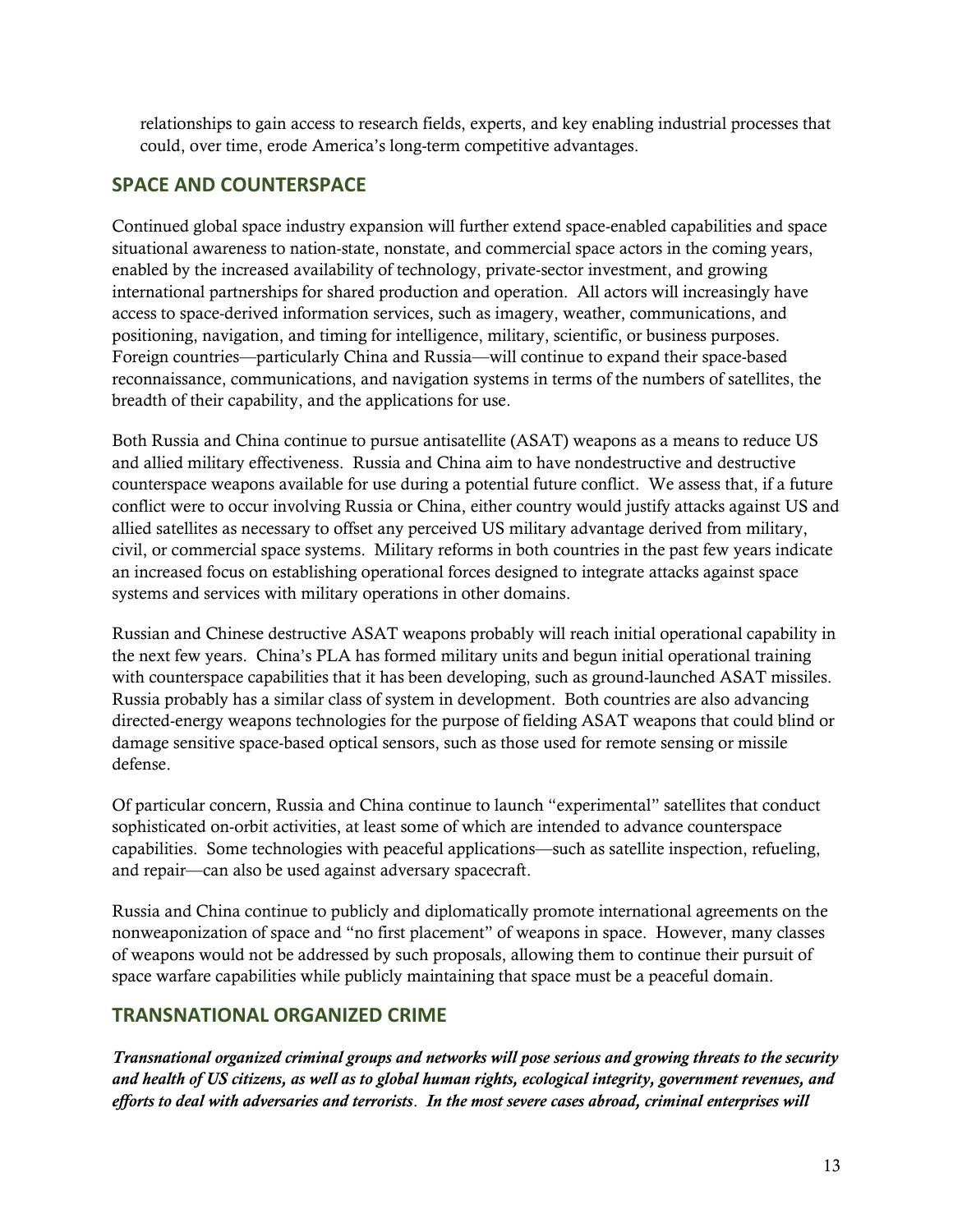relationships to gain access to research fields, experts, and key enabling industrial processes that could, over time, erode America's long-term competitive advantages.

## SPACE AND COUNTERSPACE

Continued global space industry expansion will further extend space-enabled capabilities and space situational awareness to nation-state, nonstate, and commercial space actors in the coming years, enabled by the increased availability of technology, private-sector investment, and growing international partnerships for shared production and operation. All actors will increasingly have access to space-derived information services, such as imagery, weather, communications, and positioning, navigation, and timing for intelligence, military, scientific, or business purposes. Foreign countries—particularly China and Russia—will continue to expand their space-based reconnaissance, communications, and navigation systems in terms of the numbers of satellites, the breadth of their capability, and the applications for use.

Both Russia and China continue to pursue antisatellite (ASAT) weapons as a means to reduce US and allied military effectiveness. Russia and China aim to have nondestructive and destructive counterspace weapons available for use during a potential future conflict. We assess that, if a future conflict were to occur involving Russia or China, either country would justify attacks against US and allied satellites as necessary to offset any perceived US military advantage derived from military, civil, or commercial space systems. Military reforms in both countries in the past few years indicate an increased focus on establishing operational forces designed to integrate attacks against space systems and services with military operations in other domains.

Russian and Chinese destructive ASAT weapons probably will reach initial operational capability in the next few years. China's PLA has formed military units and begun initial operational training with counterspace capabilities that it has been developing, such as ground-launched ASAT missiles. Russia probably has a similar class of system in development. Both countries are also advancing directed-energy weapons technologies for the purpose of fielding ASAT weapons that could blind or damage sensitive space-based optical sensors, such as those used for remote sensing or missile defense.

Of particular concern, Russia and China continue to launch "experimental" satellites that conduct sophisticated on-orbit activities, at least some of which are intended to advance counterspace capabilities. Some technologies with peaceful applications—such as satellite inspection, refueling, and repair—can also be used against adversary spacecraft.

Russia and China continue to publicly and diplomatically promote international agreements on the nonweaponization of space and "no first placement" of weapons in space. However, many classes of weapons would not be addressed by such proposals, allowing them to continue their pursuit of space warfare capabilities while publicly maintaining that space must be a peaceful domain.

## TRANSNATIONAL ORGANIZED CRIME

***Transnational organized criminal groups and networks will pose serious and growing threats to the security and health of US citizens, as well as to global human rights, ecological integrity, government revenues, and efforts to deal with adversaries and terrorists. In the most severe cases abroad, criminal enterprises will***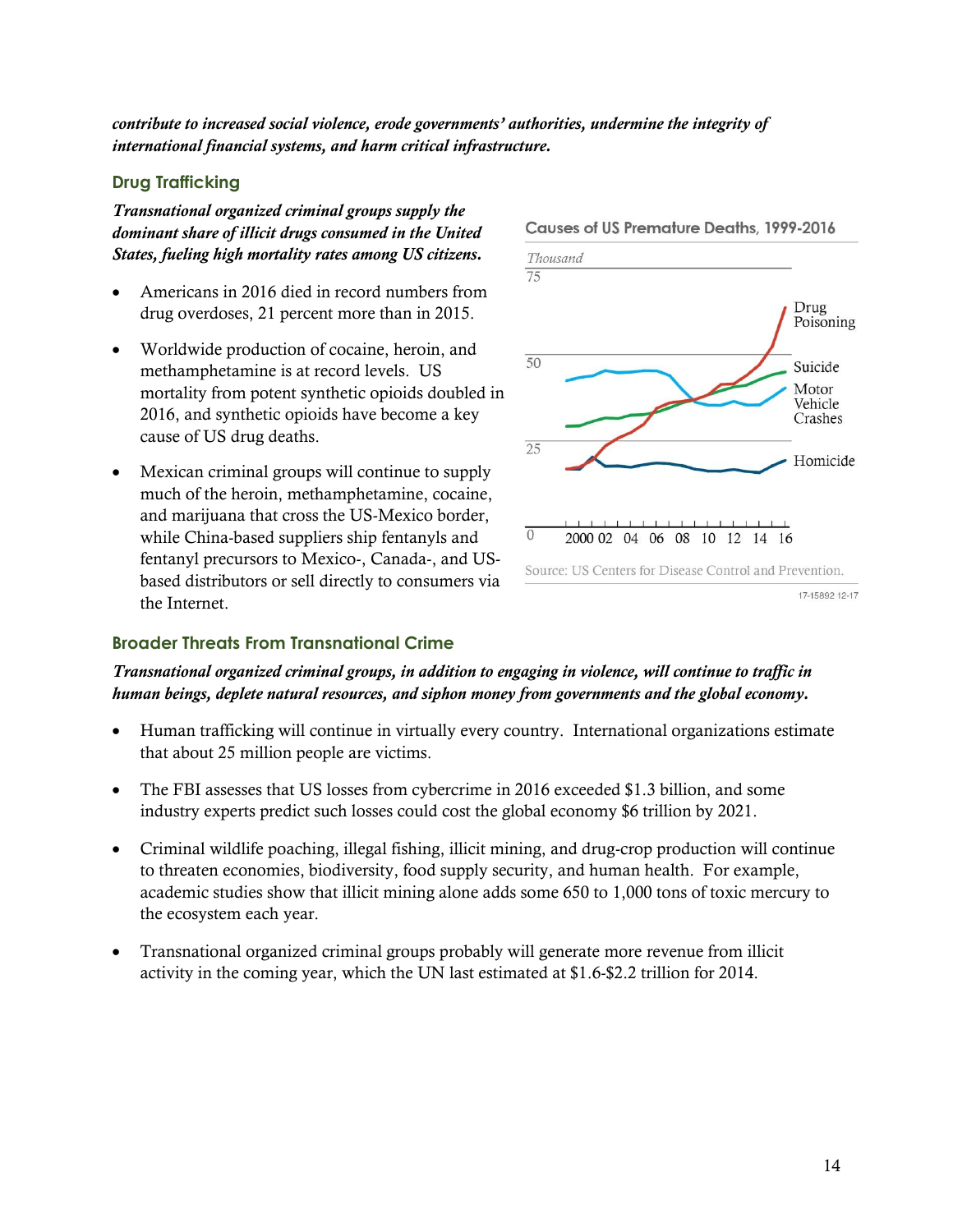***contribute to increased social violence, erode governments' authorities, undermine the integrity of international financial systems, and harm critical infrastructure.***

### Drug Trafficking

***Transnational organized criminal groups supply the dominant share of illicit drugs consumed in the United States, fueling high mortality rates among US citizens.***

- Americans in 2016 died in record numbers from drug overdoses, 21 percent more than in 2015.
- Worldwide production of cocaine, heroin, and methamphetamine is at record levels. US mortality from potent synthetic opioids doubled in 2016, and synthetic opioids have become a key cause of US drug deaths.
- Mexican criminal groups will continue to supply much of the heroin, methamphetamine, cocaine, and marijuana that cross the US-Mexico border, while China-based suppliers ship fentanyls and fentanyl precursors to Mexico-, Canada-, and US-based distributors or sell directly to consumers via the Internet.

**Causes of US Premature Deaths, 1999-2016**

Source: US Centers for Disease Control and Prevention.

### Broader Threats From Transnational Crime

***Transnational organized criminal groups, in addition to engaging in violence, will continue to traffic in human beings, deplete natural resources, and siphon money from governments and the global economy.***

- Human trafficking will continue in virtually every country. International organizations estimate that about 25 million people are victims.
- The FBI assesses that US losses from cybercrime in 2016 exceeded $1.3 billion, and some industry experts predict such losses could cost the global economy $6 trillion by 2021.
- Criminal wildlife poaching, illegal fishing, illicit mining, and drug-crop production will continue to threaten economies, biodiversity, food supply security, and human health. For example, academic studies show that illicit mining alone adds some 650 to 1,000 tons of toxic mercury to the ecosystem each year.
- Transnational organized criminal groups probably will generate more revenue from illicit activity in the coming year, which the UN last estimated at $1.6-$2.2 trillion for 2014.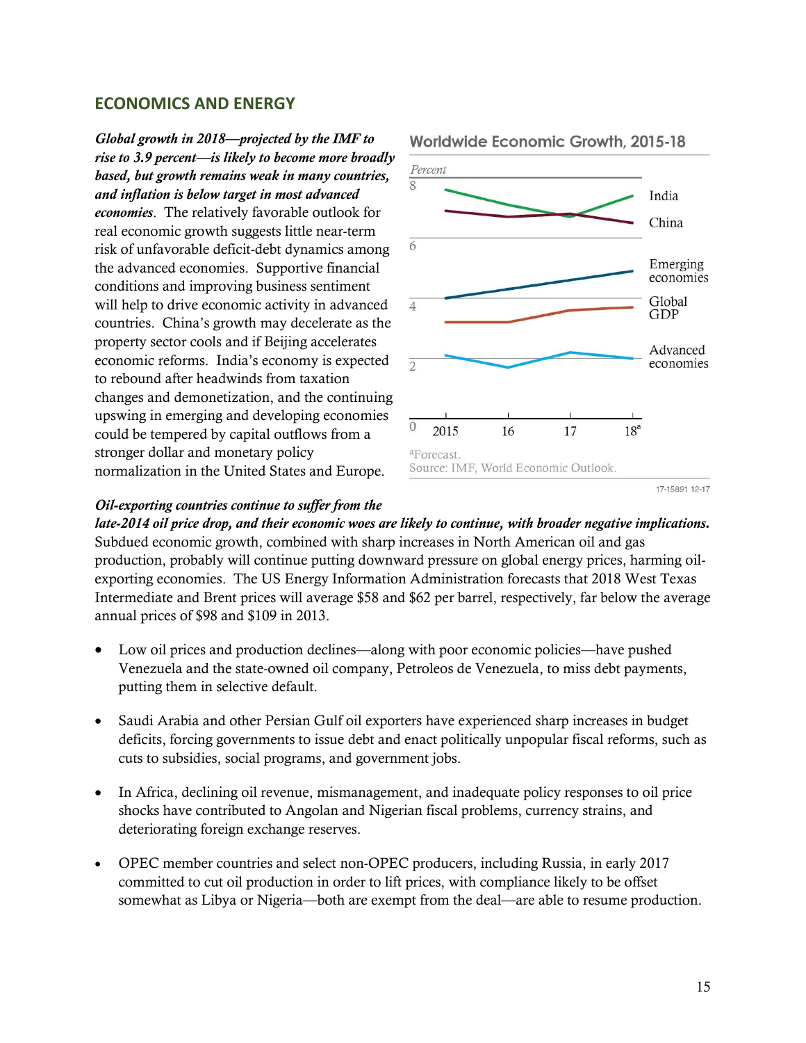## ECONOMICS AND ENERGY

***Global growth in 2018—projected by the IMF to rise to 3.9 percent—is likely to become more broadly based, but growth remains weak in many countries, and inflation is below target in most advanced economies.*** The relatively favorable outlook for real economic growth suggests little near-term risk of unfavorable deficit-debt dynamics among the advanced economies. Supportive financial conditions and improving business sentiment will help to drive economic activity in advanced countries. China's growth may decelerate as the property sector cools and if Beijing accelerates economic reforms. India's economy is expected to rebound after headwinds from taxation changes and demonetization, and the continuing upswing in emerging and developing economies could be tempered by capital outflows from a stronger dollar and monetary policy normalization in the United States and Europe.

**Worldwide Economic Growth, 2015-18**

Percent

[a]Forecast.
Source: IMF, World Economic Outlook.

***Oil-exporting countries continue to suffer from the late-2014 oil price drop, and their economic woes are likely to continue, with broader negative implications.*** Subdued economic growth, combined with sharp increases in North American oil and gas production, probably will continue putting downward pressure on global energy prices, harming oil-exporting economies. The US Energy Information Administration forecasts that 2018 West Texas Intermediate and Brent prices will average $58 and $62 per barrel, respectively, far below the average annual prices of $98 and $109 in 2013.

- Low oil prices and production declines—along with poor economic policies—have pushed Venezuela and the state-owned oil company, Petroleos de Venezuela, to miss debt payments, putting them in selective default.
- Saudi Arabia and other Persian Gulf oil exporters have experienced sharp increases in budget deficits, forcing governments to issue debt and enact politically unpopular fiscal reforms, such as cuts to subsidies, social programs, and government jobs.
- In Africa, declining oil revenue, mismanagement, and inadequate policy responses to oil price shocks have contributed to Angolan and Nigerian fiscal problems, currency strains, and deteriorating foreign exchange reserves.
- OPEC member countries and select non-OPEC producers, including Russia, in early 2017 committed to cut oil production in order to lift prices, with compliance likely to be offset somewhat as Libya or Nigeria—both are exempt from the deal—are able to resume production.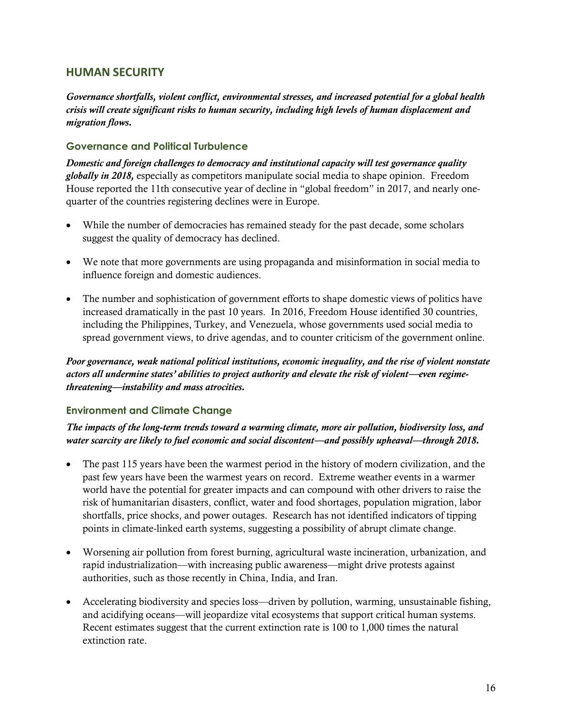## HUMAN SECURITY

***Governance shortfalls, violent conflict, environmental stresses, and increased potential for a global health crisis will create significant risks to human security, including high levels of human displacement and migration flows.***

### Governance and Political Turbulence

***Domestic and foreign challenges to democracy and institutional capacity will test governance quality globally in 2018,*** especially as competitors manipulate social media to shape opinion. Freedom House reported the 11th consecutive year of decline in "global freedom" in 2017, and nearly one-quarter of the countries registering declines were in Europe.

- While the number of democracies has remained steady for the past decade, some scholars suggest the quality of democracy has declined.
- We note that more governments are using propaganda and misinformation in social media to influence foreign and domestic audiences.
- The number and sophistication of government efforts to shape domestic views of politics have increased dramatically in the past 10 years. In 2016, Freedom House identified 30 countries, including the Philippines, Turkey, and Venezuela, whose governments used social media to spread government views, to drive agendas, and to counter criticism of the government online.

***Poor governance, weak national political institutions, economic inequality, and the rise of violent nonstate actors all undermine states' abilities to project authority and elevate the risk of violent—even regime-threatening—instability and mass atrocities.***

### Environment and Climate Change

***The impacts of the long-term trends toward a warming climate, more air pollution, biodiversity loss, and water scarcity are likely to fuel economic and social discontent—and possibly upheaval—through 2018.***

- The past 115 years have been the warmest period in the history of modern civilization, and the past few years have been the warmest years on record. Extreme weather events in a warmer world have the potential for greater impacts and can compound with other drivers to raise the risk of humanitarian disasters, conflict, water and food shortages, population migration, labor shortfalls, price shocks, and power outages. Research has not identified indicators of tipping points in climate-linked earth systems, suggesting a possibility of abrupt climate change.
- Worsening air pollution from forest burning, agricultural waste incineration, urbanization, and rapid industrialization—with increasing public awareness—might drive protests against authorities, such as those recently in China, India, and Iran.
- Accelerating biodiversity and species loss—driven by pollution, warming, unsustainable fishing, and acidifying oceans—will jeopardize vital ecosystems that support critical human systems. Recent estimates suggest that the current extinction rate is 100 to 1,000 times the natural extinction rate.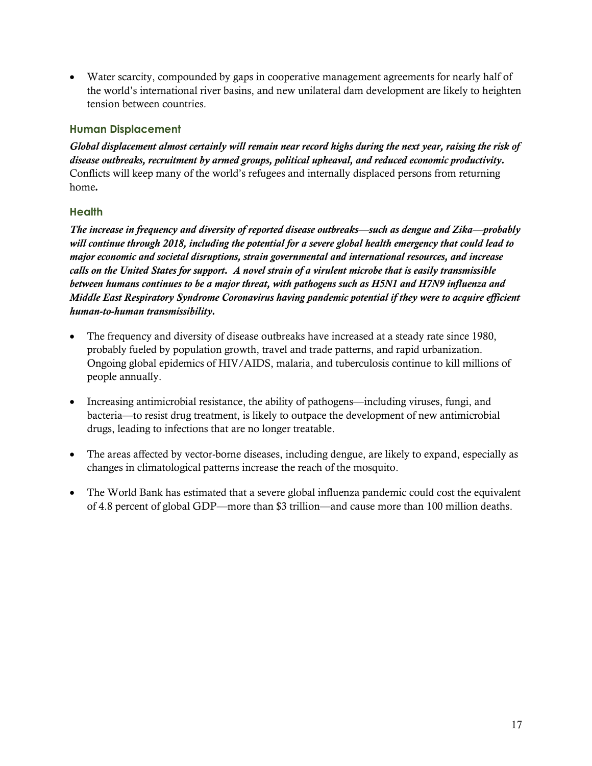- Water scarcity, compounded by gaps in cooperative management agreements for nearly half of the world's international river basins, and new unilateral dam development are likely to heighten tension between countries.

### Human Displacement

***Global displacement almost certainly will remain near record highs during the next year, raising the risk of disease outbreaks, recruitment by armed groups, political upheaval, and reduced economic productivity.*** Conflicts will keep many of the world's refugees and internally displaced persons from returning home.

### Health

***The increase in frequency and diversity of reported disease outbreaks—such as dengue and Zika—probably will continue through 2018, including the potential for a severe global health emergency that could lead to major economic and societal disruptions, strain governmental and international resources, and increase calls on the United States for support. A novel strain of a virulent microbe that is easily transmissible between humans continues to be a major threat, with pathogens such as H5N1 and H7N9 influenza and Middle East Respiratory Syndrome Coronavirus having pandemic potential if they were to acquire efficient human-to-human transmissibility.***

- The frequency and diversity of disease outbreaks have increased at a steady rate since 1980, probably fueled by population growth, travel and trade patterns, and rapid urbanization. Ongoing global epidemics of HIV/AIDS, malaria, and tuberculosis continue to kill millions of people annually.

- Increasing antimicrobial resistance, the ability of pathogens—including viruses, fungi, and bacteria—to resist drug treatment, is likely to outpace the development of new antimicrobial drugs, leading to infections that are no longer treatable.

- The areas affected by vector-borne diseases, including dengue, are likely to expand, especially as changes in climatological patterns increase the reach of the mosquito.

- The World Bank has estimated that a severe global influenza pandemic could cost the equivalent of 4.8 percent of global GDP—more than $3 trillion—and cause more than 100 million deaths.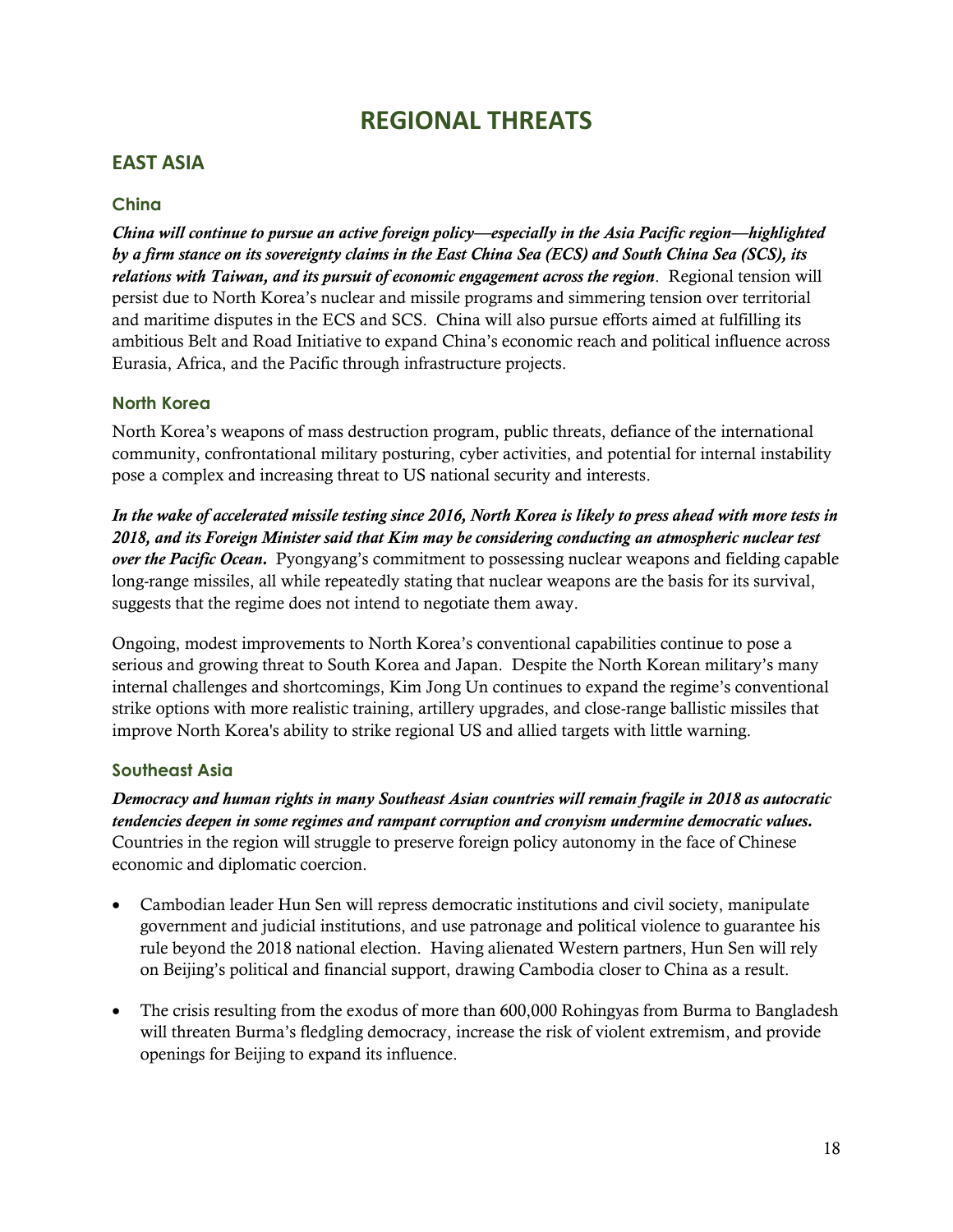# REGIONAL THREATS

## EAST ASIA

### China

***China will continue to pursue an active foreign policy—especially in the Asia Pacific region—highlighted by a firm stance on its sovereignty claims in the East China Sea (ECS) and South China Sea (SCS), its relations with Taiwan, and its pursuit of economic engagement across the region***. Regional tension will persist due to North Korea's nuclear and missile programs and simmering tension over territorial and maritime disputes in the ECS and SCS. China will also pursue efforts aimed at fulfilling its ambitious Belt and Road Initiative to expand China's economic reach and political influence across Eurasia, Africa, and the Pacific through infrastructure projects.

### North Korea

North Korea's weapons of mass destruction program, public threats, defiance of the international community, confrontational military posturing, cyber activities, and potential for internal instability pose a complex and increasing threat to US national security and interests.

***In the wake of accelerated missile testing since 2016, North Korea is likely to press ahead with more tests in 2018, and its Foreign Minister said that Kim may be considering conducting an atmospheric nuclear test over the Pacific Ocean.*** Pyongyang's commitment to possessing nuclear weapons and fielding capable long-range missiles, all while repeatedly stating that nuclear weapons are the basis for its survival, suggests that the regime does not intend to negotiate them away.

Ongoing, modest improvements to North Korea's conventional capabilities continue to pose a serious and growing threat to South Korea and Japan. Despite the North Korean military's many internal challenges and shortcomings, Kim Jong Un continues to expand the regime's conventional strike options with more realistic training, artillery upgrades, and close-range ballistic missiles that improve North Korea's ability to strike regional US and allied targets with little warning.

### Southeast Asia

***Democracy and human rights in many Southeast Asian countries will remain fragile in 2018 as autocratic tendencies deepen in some regimes and rampant corruption and cronyism undermine democratic values.*** Countries in the region will struggle to preserve foreign policy autonomy in the face of Chinese economic and diplomatic coercion.

- Cambodian leader Hun Sen will repress democratic institutions and civil society, manipulate government and judicial institutions, and use patronage and political violence to guarantee his rule beyond the 2018 national election. Having alienated Western partners, Hun Sen will rely on Beijing's political and financial support, drawing Cambodia closer to China as a result.

- The crisis resulting from the exodus of more than 600,000 Rohingyas from Burma to Bangladesh will threaten Burma's fledgling democracy, increase the risk of violent extremism, and provide openings for Beijing to expand its influence.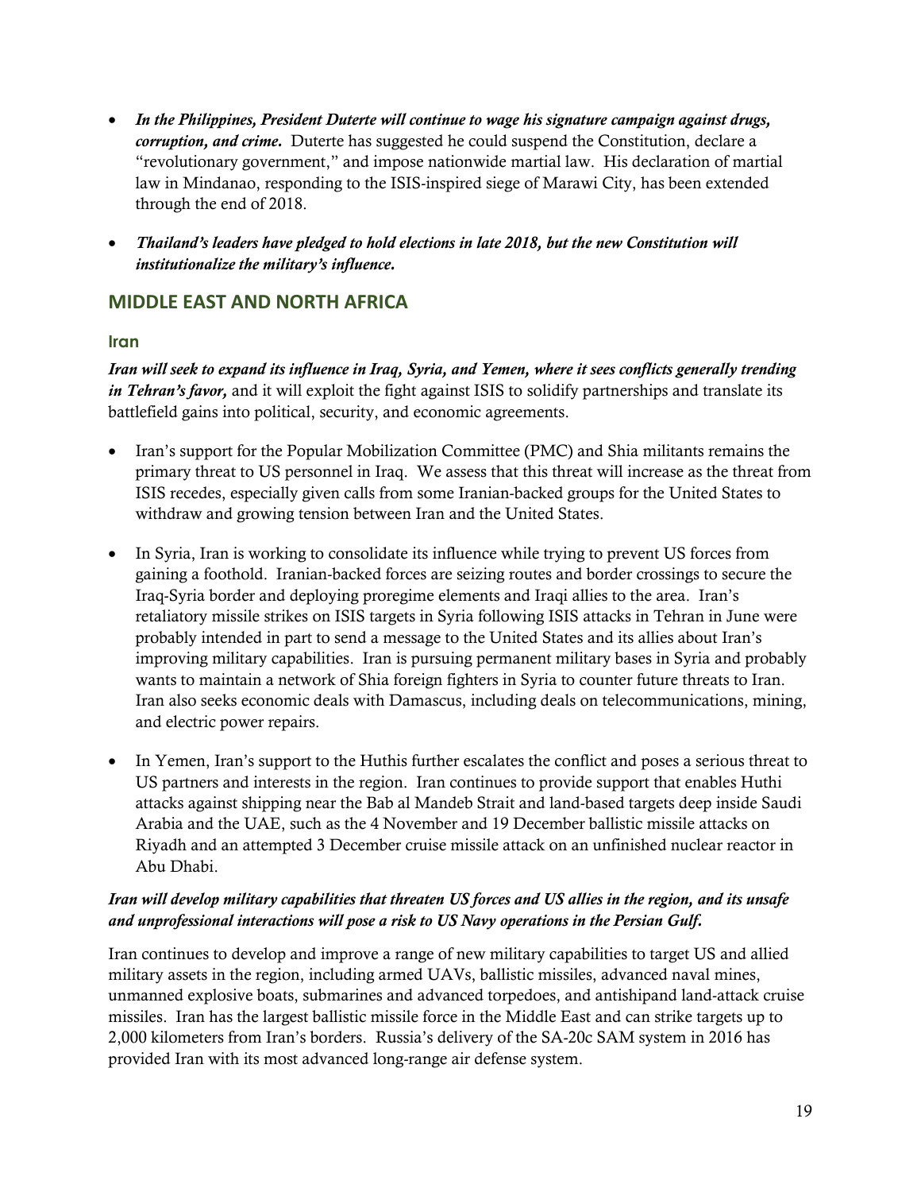- ***In the Philippines, President Duterte will continue to wage his signature campaign against drugs, corruption, and crime.*** Duterte has suggested he could suspend the Constitution, declare a "revolutionary government," and impose nationwide martial law. His declaration of martial law in Mindanao, responding to the ISIS-inspired siege of Marawi City, has been extended through the end of 2018.

- ***Thailand's leaders have pledged to hold elections in late 2018, but the new Constitution will institutionalize the military's influence.***

## MIDDLE EAST AND NORTH AFRICA

### Iran

***Iran will seek to expand its influence in Iraq, Syria, and Yemen, where it sees conflicts generally trending in Tehran's favor,*** and it will exploit the fight against ISIS to solidify partnerships and translate its battlefield gains into political, security, and economic agreements.

- Iran's support for the Popular Mobilization Committee (PMC) and Shia militants remains the primary threat to US personnel in Iraq. We assess that this threat will increase as the threat from ISIS recedes, especially given calls from some Iranian-backed groups for the United States to withdraw and growing tension between Iran and the United States.

- In Syria, Iran is working to consolidate its influence while trying to prevent US forces from gaining a foothold. Iranian-backed forces are seizing routes and border crossings to secure the Iraq-Syria border and deploying proregime elements and Iraqi allies to the area. Iran's retaliatory missile strikes on ISIS targets in Syria following ISIS attacks in Tehran in June were probably intended in part to send a message to the United States and its allies about Iran's improving military capabilities. Iran is pursuing permanent military bases in Syria and probably wants to maintain a network of Shia foreign fighters in Syria to counter future threats to Iran. Iran also seeks economic deals with Damascus, including deals on telecommunications, mining, and electric power repairs.

- In Yemen, Iran's support to the Huthis further escalates the conflict and poses a serious threat to US partners and interests in the region. Iran continues to provide support that enables Huthi attacks against shipping near the Bab al Mandeb Strait and land-based targets deep inside Saudi Arabia and the UAE, such as the 4 November and 19 December ballistic missile attacks on Riyadh and an attempted 3 December cruise missile attack on an unfinished nuclear reactor in Abu Dhabi.

***Iran will develop military capabilities that threaten US forces and US allies in the region, and its unsafe and unprofessional interactions will pose a risk to US Navy operations in the Persian Gulf.***

Iran continues to develop and improve a range of new military capabilities to target US and allied military assets in the region, including armed UAVs, ballistic missiles, advanced naval mines, unmanned explosive boats, submarines and advanced torpedoes, and antishipand land-attack cruise missiles. Iran has the largest ballistic missile force in the Middle East and can strike targets up to 2,000 kilometers from Iran's borders. Russia's delivery of the SA-20c SAM system in 2016 has provided Iran with its most advanced long-range air defense system.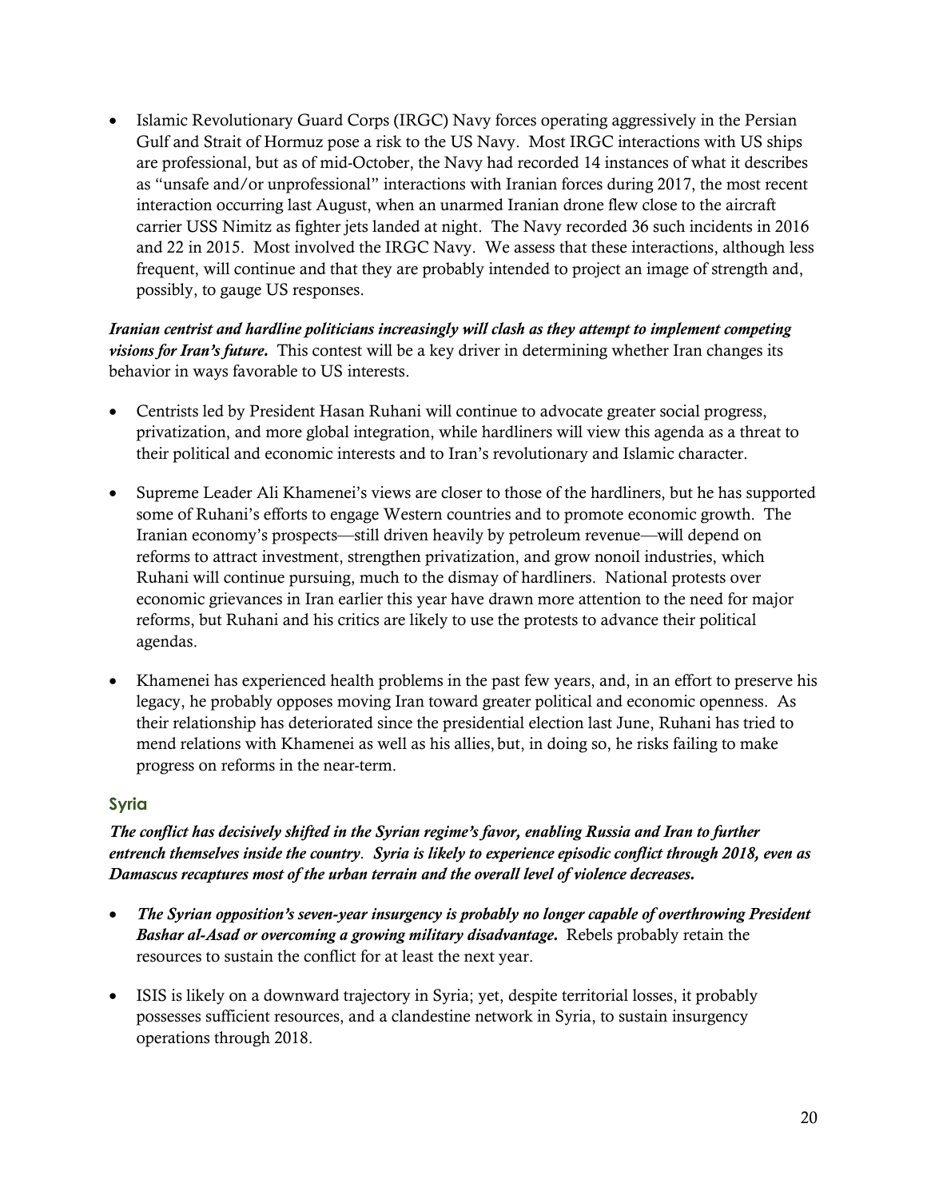- Islamic Revolutionary Guard Corps (IRGC) Navy forces operating aggressively in the Persian Gulf and Strait of Hormuz pose a risk to the US Navy. Most IRGC interactions with US ships are professional, but as of mid-October, the Navy had recorded 14 instances of what it describes as "unsafe and/or unprofessional" interactions with Iranian forces during 2017, the most recent interaction occurring last August, when an unarmed Iranian drone flew close to the aircraft carrier USS Nimitz as fighter jets landed at night. The Navy recorded 36 such incidents in 2016 and 22 in 2015. Most involved the IRGC Navy. We assess that these interactions, although less frequent, will continue and that they are probably intended to project an image of strength and, possibly, to gauge US responses.

***Iranian centrist and hardline politicians increasingly will clash as they attempt to implement competing visions for Iran's future.*** This contest will be a key driver in determining whether Iran changes its behavior in ways favorable to US interests.

- Centrists led by President Hasan Ruhani will continue to advocate greater social progress, privatization, and more global integration, while hardliners will view this agenda as a threat to their political and economic interests and to Iran's revolutionary and Islamic character.

- Supreme Leader Ali Khamenei's views are closer to those of the hardliners, but he has supported some of Ruhani's efforts to engage Western countries and to promote economic growth. The Iranian economy's prospects—still driven heavily by petroleum revenue—will depend on reforms to attract investment, strengthen privatization, and grow nonoil industries, which Ruhani will continue pursuing, much to the dismay of hardliners. National protests over economic grievances in Iran earlier this year have drawn more attention to the need for major reforms, but Ruhani and his critics are likely to use the protests to advance their political agendas.

- Khamenei has experienced health problems in the past few years, and, in an effort to preserve his legacy, he probably opposes moving Iran toward greater political and economic openness. As their relationship has deteriorated since the presidential election last June, Ruhani has tried to mend relations with Khamenei as well as his allies, but, in doing so, he risks failing to make progress on reforms in the near-term.

### Syria

***The conflict has decisively shifted in the Syrian regime's favor, enabling Russia and Iran to further entrench themselves inside the country. Syria is likely to experience episodic conflict through 2018, even as Damascus recaptures most of the urban terrain and the overall level of violence decreases.***

- ***The Syrian opposition's seven-year insurgency is probably no longer capable of overthrowing President Bashar al-Asad or overcoming a growing military disadvantage.*** Rebels probably retain the resources to sustain the conflict for at least the next year.

- ISIS is likely on a downward trajectory in Syria; yet, despite territorial losses, it probably possesses sufficient resources, and a clandestine network in Syria, to sustain insurgency operations through 2018.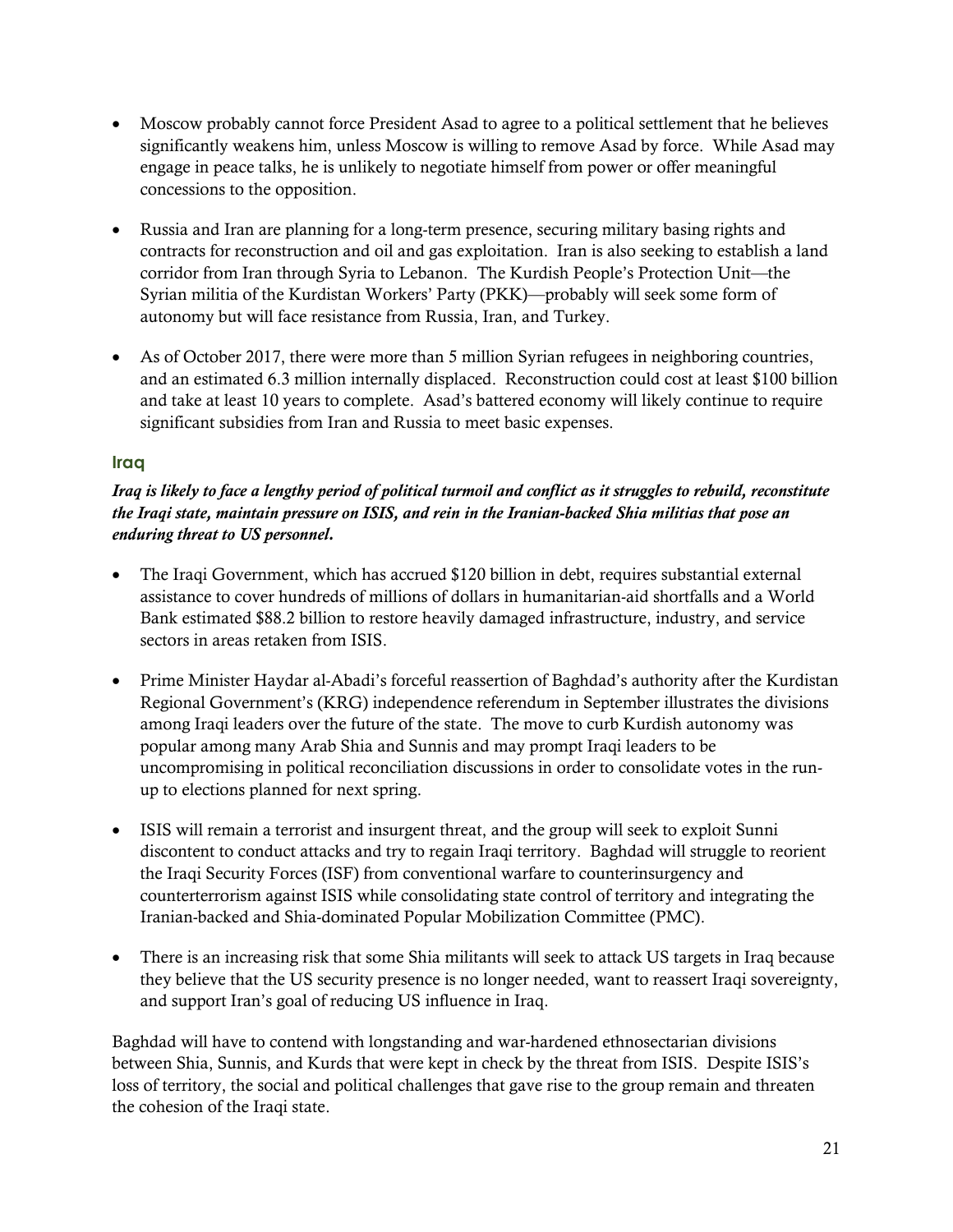- Moscow probably cannot force President Asad to agree to a political settlement that he believes significantly weakens him, unless Moscow is willing to remove Asad by force. While Asad may engage in peace talks, he is unlikely to negotiate himself from power or offer meaningful concessions to the opposition.

- Russia and Iran are planning for a long-term presence, securing military basing rights and contracts for reconstruction and oil and gas exploitation. Iran is also seeking to establish a land corridor from Iran through Syria to Lebanon. The Kurdish People's Protection Unit—the Syrian militia of the Kurdistan Workers' Party (PKK)—probably will seek some form of autonomy but will face resistance from Russia, Iran, and Turkey.

- As of October 2017, there were more than 5 million Syrian refugees in neighboring countries, and an estimated 6.3 million internally displaced. Reconstruction could cost at least $100 billion and take at least 10 years to complete. Asad's battered economy will likely continue to require significant subsidies from Iran and Russia to meet basic expenses.

### Iraq

***Iraq is likely to face a lengthy period of political turmoil and conflict as it struggles to rebuild, reconstitute the Iraqi state, maintain pressure on ISIS, and rein in the Iranian-backed Shia militias that pose an enduring threat to US personnel.***

- The Iraqi Government, which has accrued $120 billion in debt, requires substantial external assistance to cover hundreds of millions of dollars in humanitarian-aid shortfalls and a World Bank estimated $88.2 billion to restore heavily damaged infrastructure, industry, and service sectors in areas retaken from ISIS.

- Prime Minister Haydar al-Abadi's forceful reassertion of Baghdad's authority after the Kurdistan Regional Government's (KRG) independence referendum in September illustrates the divisions among Iraqi leaders over the future of the state. The move to curb Kurdish autonomy was popular among many Arab Shia and Sunnis and may prompt Iraqi leaders to be uncompromising in political reconciliation discussions in order to consolidate votes in the run-up to elections planned for next spring.

- ISIS will remain a terrorist and insurgent threat, and the group will seek to exploit Sunni discontent to conduct attacks and try to regain Iraqi territory. Baghdad will struggle to reorient the Iraqi Security Forces (ISF) from conventional warfare to counterinsurgency and counterterrorism against ISIS while consolidating state control of territory and integrating the Iranian-backed and Shia-dominated Popular Mobilization Committee (PMC).

- There is an increasing risk that some Shia militants will seek to attack US targets in Iraq because they believe that the US security presence is no longer needed, want to reassert Iraqi sovereignty, and support Iran's goal of reducing US influence in Iraq.

Baghdad will have to contend with longstanding and war-hardened ethnosectarian divisions between Shia, Sunnis, and Kurds that were kept in check by the threat from ISIS. Despite ISIS's loss of territory, the social and political challenges that gave rise to the group remain and threaten the cohesion of the Iraqi state.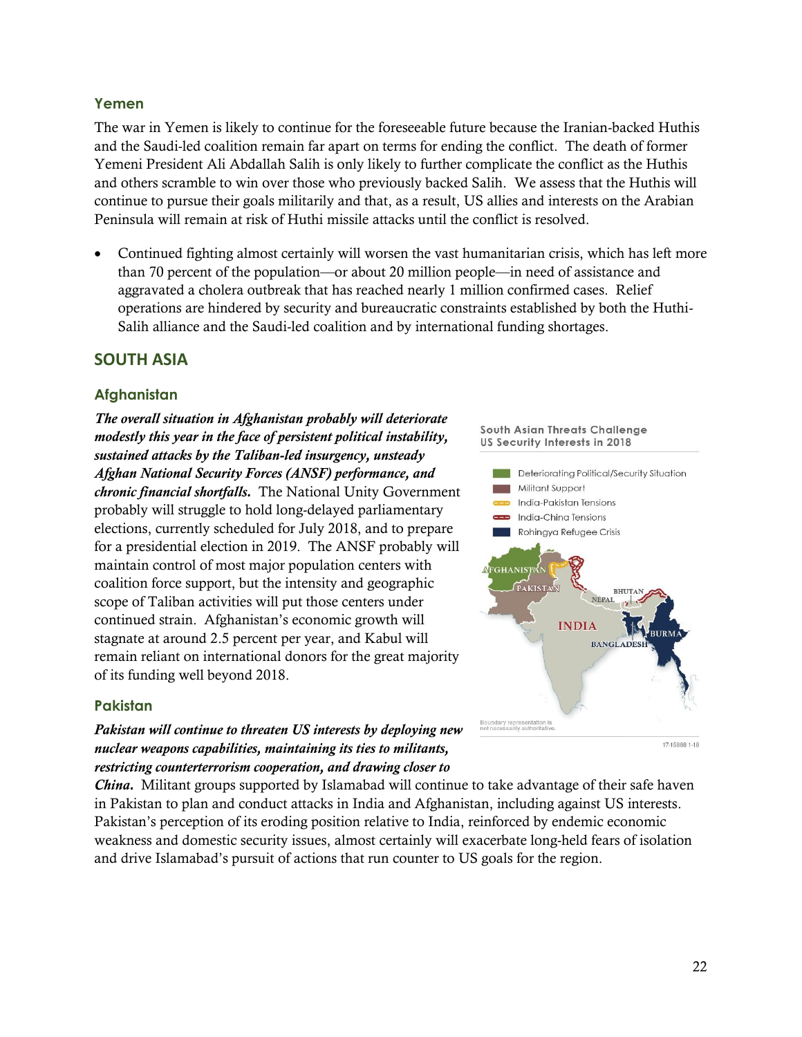### Yemen

The war in Yemen is likely to continue for the foreseeable future because the Iranian-backed Huthis and the Saudi-led coalition remain far apart on terms for ending the conflict. The death of former Yemeni President Ali Abdallah Salih is only likely to further complicate the conflict as the Huthis and others scramble to win over those who previously backed Salih. We assess that the Huthis will continue to pursue their goals militarily and that, as a result, US allies and interests on the Arabian Peninsula will remain at risk of Huthi missile attacks until the conflict is resolved.

- Continued fighting almost certainly will worsen the vast humanitarian crisis, which has left more than 70 percent of the population—or about 20 million people—in need of assistance and aggravated a cholera outbreak that has reached nearly 1 million confirmed cases. Relief operations are hindered by security and bureaucratic constraints established by both the Huthi-Salih alliance and the Saudi-led coalition and by international funding shortages.

## SOUTH ASIA

### Afghanistan

***The overall situation in Afghanistan probably will deteriorate modestly this year in the face of persistent political instability, sustained attacks by the Taliban-led insurgency, unsteady Afghan National Security Forces (ANSF) performance, and chronic financial shortfalls.*** The National Unity Government probably will struggle to hold long-delayed parliamentary elections, currently scheduled for July 2018, and to prepare for a presidential election in 2019. The ANSF probably will maintain control of most major population centers with coalition force support, but the intensity and geographic scope of Taliban activities will put those centers under continued strain. Afghanistan's economic growth will stagnate at around 2.5 percent per year, and Kabul will remain reliant on international donors for the great majority of its funding well beyond 2018.

South Asian Threats Challenge US Security Interests in 2018

- Deteriorating Political/Security Situation
- Militant Support
- India-Pakistan Tensions
- India-China Tensions
- Rohingya Refugee Crisis

AFGHANISTAN, PAKISTAN, NEPAL, BHUTAN, INDIA, BANGLADESH, BURMA

Boundary representation is not necessarily authoritative.

17-15888 1-18

### Pakistan

***Pakistan will continue to threaten US interests by deploying new nuclear weapons capabilities, maintaining its ties to militants, restricting counterterrorism cooperation, and drawing closer to China.*** Militant groups supported by Islamabad will continue to take advantage of their safe haven in Pakistan to plan and conduct attacks in India and Afghanistan, including against US interests. Pakistan's perception of its eroding position relative to India, reinforced by endemic economic weakness and domestic security issues, almost certainly will exacerbate long-held fears of isolation and drive Islamabad's pursuit of actions that run counter to US goals for the region.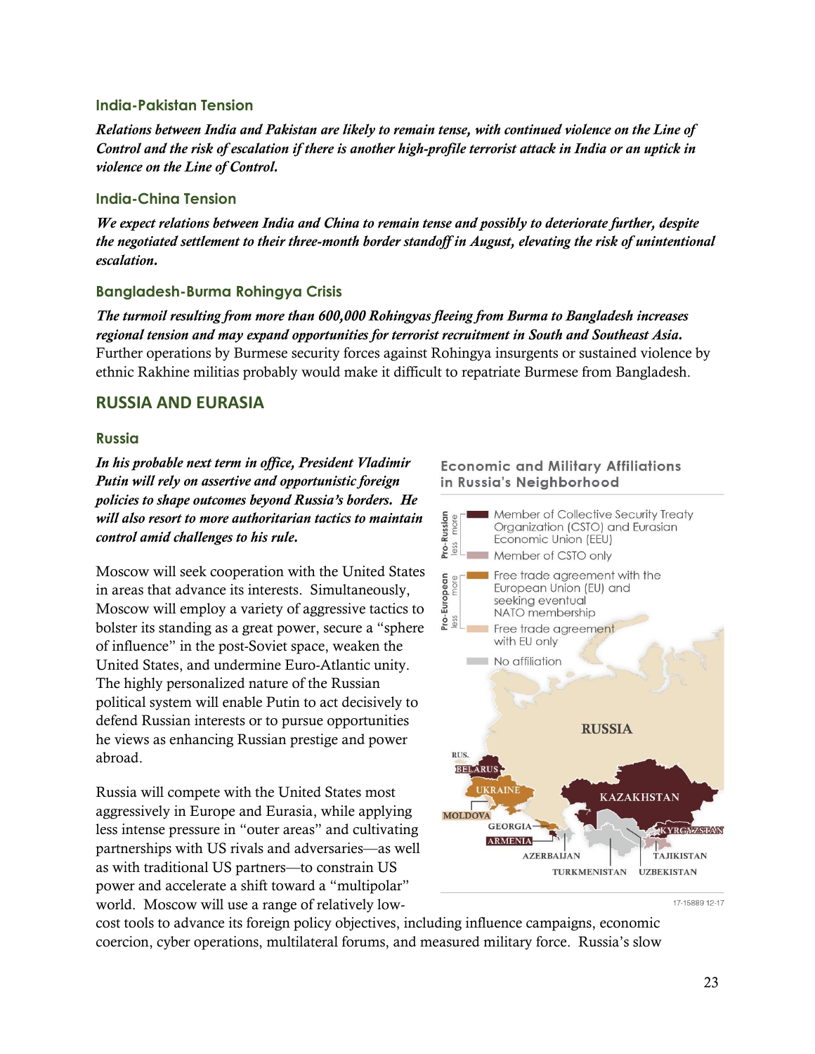### India-Pakistan Tension

***Relations between India and Pakistan are likely to remain tense, with continued violence on the Line of Control and the risk of escalation if there is another high-profile terrorist attack in India or an uptick in violence on the Line of Control.***

### India-China Tension

***We expect relations between India and China to remain tense and possibly to deteriorate further, despite the negotiated settlement to their three-month border standoff in August, elevating the risk of unintentional escalation.***

### Bangladesh-Burma Rohingya Crisis

***The turmoil resulting from more than 600,000 Rohingyas fleeing from Burma to Bangladesh increases regional tension and may expand opportunities for terrorist recruitment in South and Southeast Asia.*** Further operations by Burmese security forces against Rohingya insurgents or sustained violence by ethnic Rakhine militias probably would make it difficult to repatriate Burmese from Bangladesh.

## RUSSIA AND EURASIA

### Russia

***In his probable next term in office, President Vladimir Putin will rely on assertive and opportunistic foreign policies to shape outcomes beyond Russia's borders. He will also resort to more authoritarian tactics to maintain control amid challenges to his rule.***

Moscow will seek cooperation with the United States in areas that advance its interests. Simultaneously, Moscow will employ a variety of aggressive tactics to bolster its standing as a great power, secure a "sphere of influence" in the post-Soviet space, weaken the United States, and undermine Euro-Atlantic unity. The highly personalized nature of the Russian political system will enable Putin to act decisively to defend Russian interests or to pursue opportunities he views as enhancing Russian prestige and power abroad.

Russia will compete with the United States most aggressively in Europe and Eurasia, while applying less intense pressure in "outer areas" and cultivating partnerships with US rivals and adversaries—as well as with traditional US partners—to constrain US power and accelerate a shift toward a "multipolar" world. Moscow will use a range of relatively low-cost tools to advance its foreign policy objectives, including influence campaigns, economic coercion, cyber operations, multilateral forums, and measured military force. Russia's slow

**Economic and Military Affiliations in Russia's Neighborhood**

Pro-Russian (more → less):
- Member of Collective Security Treaty Organization (CSTO) and Eurasian Economic Union (EEU)
- Member of CSTO only

Pro-European (more → less):
- Free trade agreement with the European Union (EU) and seeking eventual NATO membership
- Free trade agreement with EU only

No affiliation

RUSSIA, RUS., BELARUS, UKRAINE, MOLDOVA, GEORGIA, ARMENIA, AZERBAIJAN, KAZAKHSTAN, KYRGYZSTAN, TAJIKISTAN, TURKMENISTAN, UZBEKISTAN

17-15889 12-17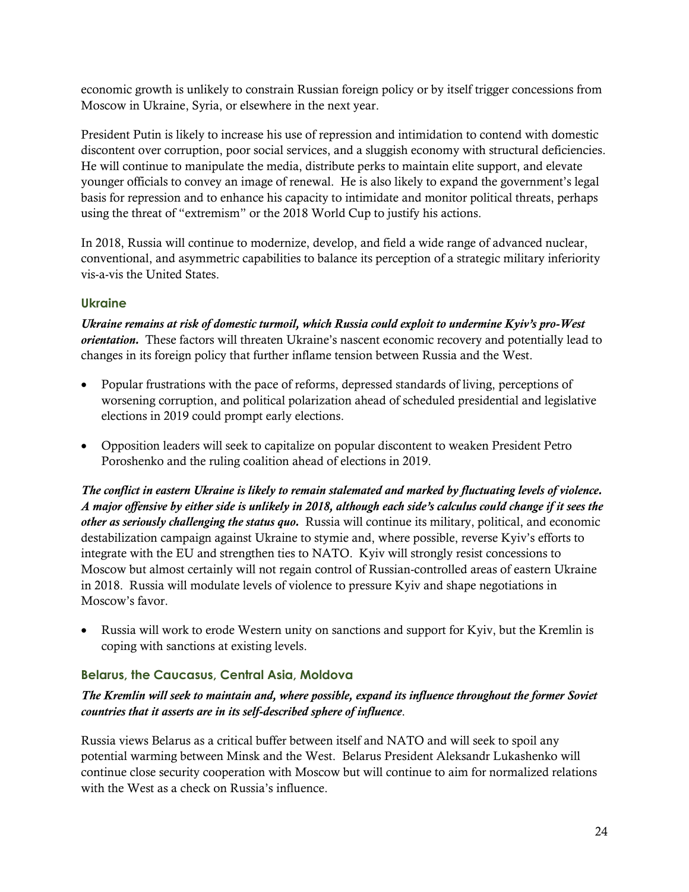economic growth is unlikely to constrain Russian foreign policy or by itself trigger concessions from Moscow in Ukraine, Syria, or elsewhere in the next year.

President Putin is likely to increase his use of repression and intimidation to contend with domestic discontent over corruption, poor social services, and a sluggish economy with structural deficiencies. He will continue to manipulate the media, distribute perks to maintain elite support, and elevate younger officials to convey an image of renewal. He is also likely to expand the government's legal basis for repression and to enhance his capacity to intimidate and monitor political threats, perhaps using the threat of "extremism" or the 2018 World Cup to justify his actions.

In 2018, Russia will continue to modernize, develop, and field a wide range of advanced nuclear, conventional, and asymmetric capabilities to balance its perception of a strategic military inferiority vis-a-vis the United States.

### Ukraine

***Ukraine remains at risk of domestic turmoil, which Russia could exploit to undermine Kyiv's pro-West orientation.*** These factors will threaten Ukraine's nascent economic recovery and potentially lead to changes in its foreign policy that further inflame tension between Russia and the West.

- Popular frustrations with the pace of reforms, depressed standards of living, perceptions of worsening corruption, and political polarization ahead of scheduled presidential and legislative elections in 2019 could prompt early elections.
- Opposition leaders will seek to capitalize on popular discontent to weaken President Petro Poroshenko and the ruling coalition ahead of elections in 2019.

***The conflict in eastern Ukraine is likely to remain stalemated and marked by fluctuating levels of violence. A major offensive by either side is unlikely in 2018, although each side's calculus could change if it sees the other as seriously challenging the status quo.*** Russia will continue its military, political, and economic destabilization campaign against Ukraine to stymie and, where possible, reverse Kyiv's efforts to integrate with the EU and strengthen ties to NATO. Kyiv will strongly resist concessions to Moscow but almost certainly will not regain control of Russian-controlled areas of eastern Ukraine in 2018. Russia will modulate levels of violence to pressure Kyiv and shape negotiations in Moscow's favor.

- Russia will work to erode Western unity on sanctions and support for Kyiv, but the Kremlin is coping with sanctions at existing levels.

### Belarus, the Caucasus, Central Asia, Moldova

***The Kremlin will seek to maintain and, where possible, expand its influence throughout the former Soviet countries that it asserts are in its self-described sphere of influence.***

Russia views Belarus as a critical buffer between itself and NATO and will seek to spoil any potential warming between Minsk and the West. Belarus President Aleksandr Lukashenko will continue close security cooperation with Moscow but will continue to aim for normalized relations with the West as a check on Russia's influence.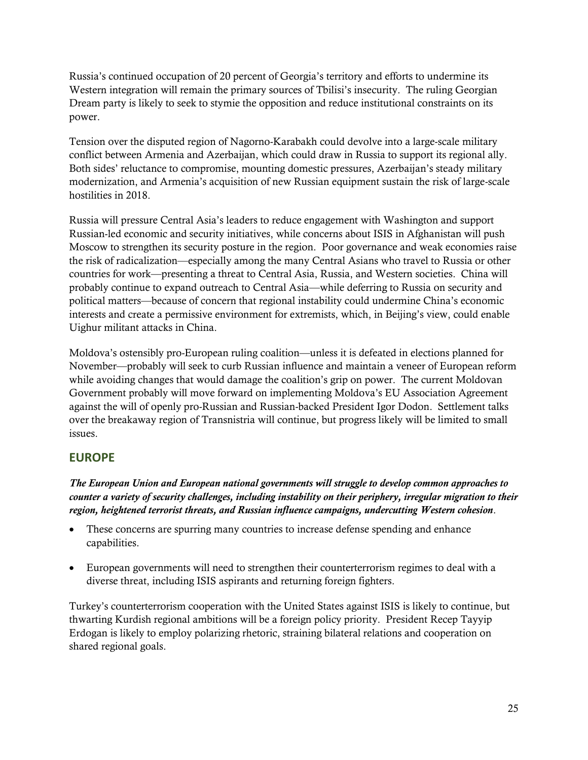Russia's continued occupation of 20 percent of Georgia's territory and efforts to undermine its Western integration will remain the primary sources of Tbilisi's insecurity. The ruling Georgian Dream party is likely to seek to stymie the opposition and reduce institutional constraints on its power.

Tension over the disputed region of Nagorno-Karabakh could devolve into a large-scale military conflict between Armenia and Azerbaijan, which could draw in Russia to support its regional ally. Both sides' reluctance to compromise, mounting domestic pressures, Azerbaijan's steady military modernization, and Armenia's acquisition of new Russian equipment sustain the risk of large-scale hostilities in 2018.

Russia will pressure Central Asia's leaders to reduce engagement with Washington and support Russian-led economic and security initiatives, while concerns about ISIS in Afghanistan will push Moscow to strengthen its security posture in the region. Poor governance and weak economies raise the risk of radicalization—especially among the many Central Asians who travel to Russia or other countries for work—presenting a threat to Central Asia, Russia, and Western societies. China will probably continue to expand outreach to Central Asia—while deferring to Russia on security and political matters—because of concern that regional instability could undermine China's economic interests and create a permissive environment for extremists, which, in Beijing's view, could enable Uighur militant attacks in China.

Moldova's ostensibly pro-European ruling coalition—unless it is defeated in elections planned for November—probably will seek to curb Russian influence and maintain a veneer of European reform while avoiding changes that would damage the coalition's grip on power. The current Moldovan Government probably will move forward on implementing Moldova's EU Association Agreement against the will of openly pro-Russian and Russian-backed President Igor Dodon. Settlement talks over the breakaway region of Transnistria will continue, but progress likely will be limited to small issues.

## EUROPE

***The European Union and European national governments will struggle to develop common approaches to counter a variety of security challenges, including instability on their periphery, irregular migration to their region, heightened terrorist threats, and Russian influence campaigns, undercutting Western cohesion*.**

- These concerns are spurring many countries to increase defense spending and enhance capabilities.

- European governments will need to strengthen their counterterrorism regimes to deal with a diverse threat, including ISIS aspirants and returning foreign fighters.

Turkey's counterterrorism cooperation with the United States against ISIS is likely to continue, but thwarting Kurdish regional ambitions will be a foreign policy priority. President Recep Tayyip Erdogan is likely to employ polarizing rhetoric, straining bilateral relations and cooperation on shared regional goals.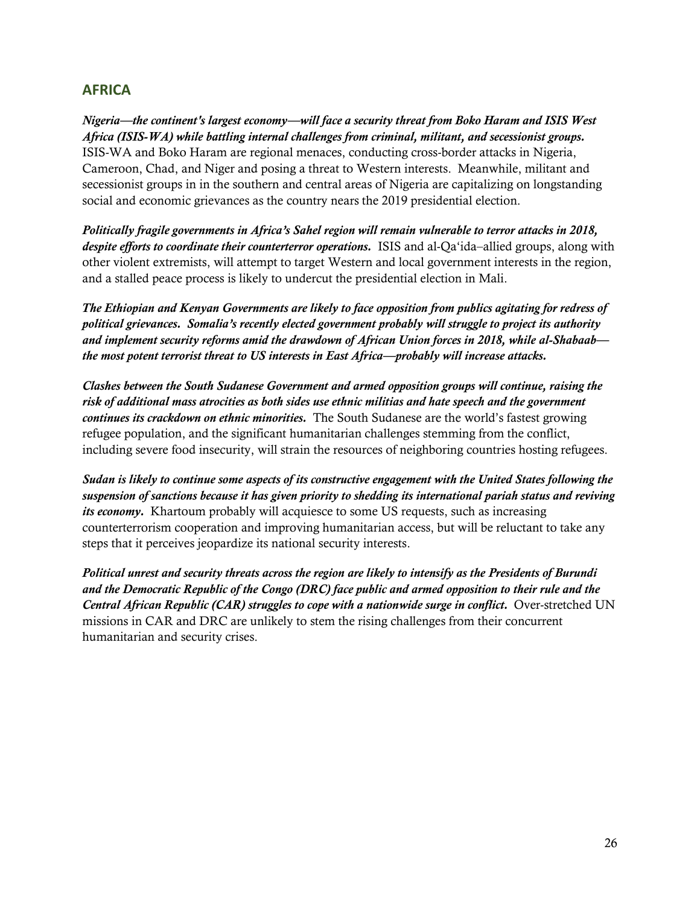## AFRICA

***Nigeria—the continent's largest economy—will face a security threat from Boko Haram and ISIS West Africa (ISIS-WA) while battling internal challenges from criminal, militant, and secessionist groups.*** ISIS-WA and Boko Haram are regional menaces, conducting cross-border attacks in Nigeria, Cameroon, Chad, and Niger and posing a threat to Western interests. Meanwhile, militant and secessionist groups in in the southern and central areas of Nigeria are capitalizing on longstanding social and economic grievances as the country nears the 2019 presidential election.

***Politically fragile governments in Africa's Sahel region will remain vulnerable to terror attacks in 2018, despite efforts to coordinate their counterterror operations.*** ISIS and al-Qa'ida–allied groups, along with other violent extremists, will attempt to target Western and local government interests in the region, and a stalled peace process is likely to undercut the presidential election in Mali.

***The Ethiopian and Kenyan Governments are likely to face opposition from publics agitating for redress of political grievances. Somalia's recently elected government probably will struggle to project its authority and implement security reforms amid the drawdown of African Union forces in 2018, while al-Shabaab—the most potent terrorist threat to US interests in East Africa—probably will increase attacks.***

***Clashes between the South Sudanese Government and armed opposition groups will continue, raising the risk of additional mass atrocities as both sides use ethnic militias and hate speech and the government continues its crackdown on ethnic minorities.*** The South Sudanese are the world's fastest growing refugee population, and the significant humanitarian challenges stemming from the conflict, including severe food insecurity, will strain the resources of neighboring countries hosting refugees.

***Sudan is likely to continue some aspects of its constructive engagement with the United States following the suspension of sanctions because it has given priority to shedding its international pariah status and reviving its economy.*** Khartoum probably will acquiesce to some US requests, such as increasing counterterrorism cooperation and improving humanitarian access, but will be reluctant to take any steps that it perceives jeopardize its national security interests.

***Political unrest and security threats across the region are likely to intensify as the Presidents of Burundi and the Democratic Republic of the Congo (DRC) face public and armed opposition to their rule and the Central African Republic (CAR) struggles to cope with a nationwide surge in conflict.*** Over-stretched UN missions in CAR and DRC are unlikely to stem the rising challenges from their concurrent humanitarian and security crises.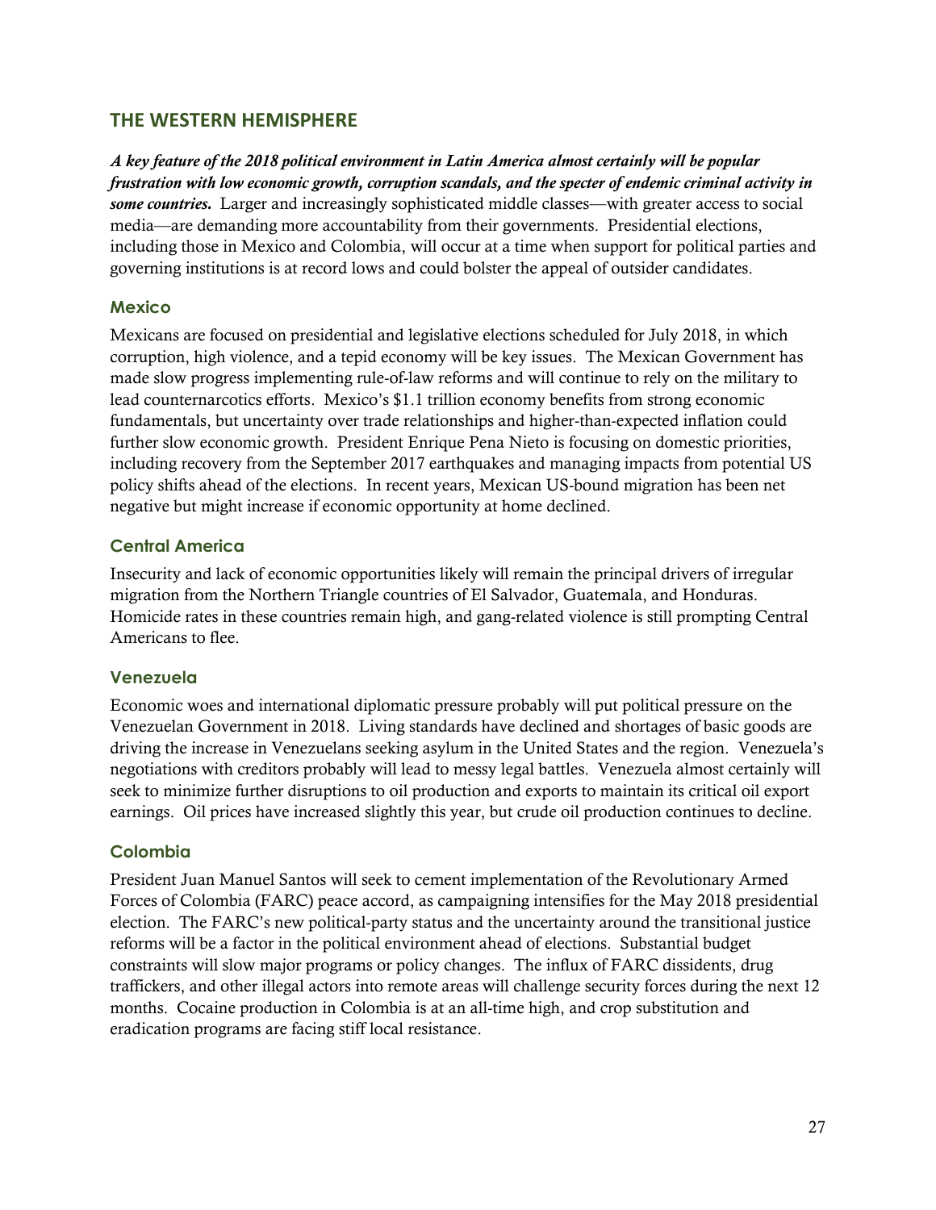## THE WESTERN HEMISPHERE

***A key feature of the 2018 political environment in Latin America almost certainly will be popular frustration with low economic growth, corruption scandals, and the specter of endemic criminal activity in some countries.*** Larger and increasingly sophisticated middle classes—with greater access to social media—are demanding more accountability from their governments. Presidential elections, including those in Mexico and Colombia, will occur at a time when support for political parties and governing institutions is at record lows and could bolster the appeal of outsider candidates.

### Mexico

Mexicans are focused on presidential and legislative elections scheduled for July 2018, in which corruption, high violence, and a tepid economy will be key issues. The Mexican Government has made slow progress implementing rule-of-law reforms and will continue to rely on the military to lead counternarcotics efforts. Mexico's $1.1 trillion economy benefits from strong economic fundamentals, but uncertainty over trade relationships and higher-than-expected inflation could further slow economic growth. President Enrique Pena Nieto is focusing on domestic priorities, including recovery from the September 2017 earthquakes and managing impacts from potential US policy shifts ahead of the elections. In recent years, Mexican US-bound migration has been net negative but might increase if economic opportunity at home declined.

### Central America

Insecurity and lack of economic opportunities likely will remain the principal drivers of irregular migration from the Northern Triangle countries of El Salvador, Guatemala, and Honduras. Homicide rates in these countries remain high, and gang-related violence is still prompting Central Americans to flee.

### Venezuela

Economic woes and international diplomatic pressure probably will put political pressure on the Venezuelan Government in 2018. Living standards have declined and shortages of basic goods are driving the increase in Venezuelans seeking asylum in the United States and the region. Venezuela's negotiations with creditors probably will lead to messy legal battles. Venezuela almost certainly will seek to minimize further disruptions to oil production and exports to maintain its critical oil export earnings. Oil prices have increased slightly this year, but crude oil production continues to decline.

### Colombia

President Juan Manuel Santos will seek to cement implementation of the Revolutionary Armed Forces of Colombia (FARC) peace accord, as campaigning intensifies for the May 2018 presidential election. The FARC's new political-party status and the uncertainty around the transitional justice reforms will be a factor in the political environment ahead of elections. Substantial budget constraints will slow major programs or policy changes. The influx of FARC dissidents, drug traffickers, and other illegal actors into remote areas will challenge security forces during the next 12 months. Cocaine production in Colombia is at an all-time high, and crop substitution and eradication programs are facing stiff local resistance.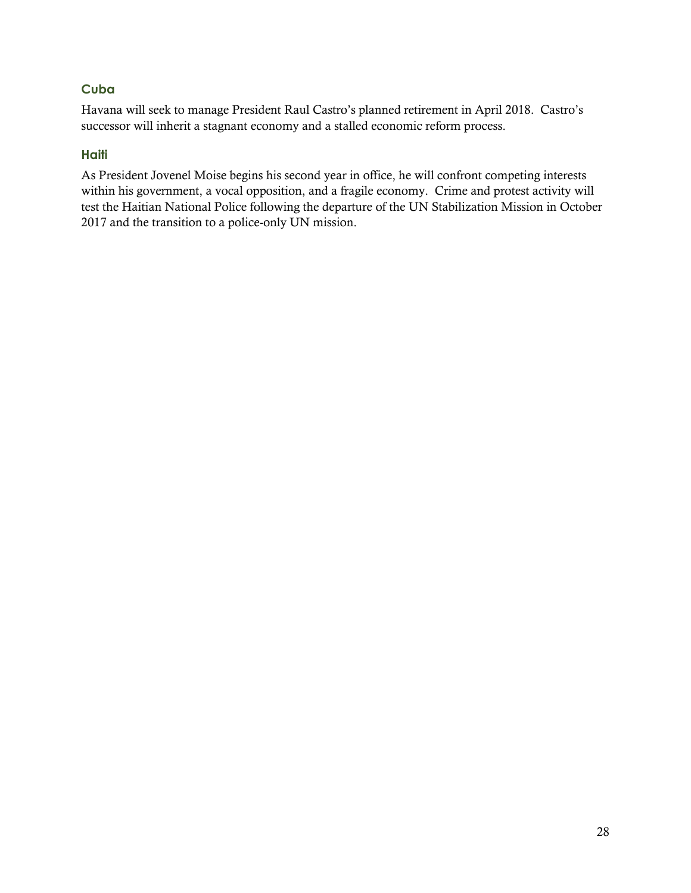### Cuba

Havana will seek to manage President Raul Castro's planned retirement in April 2018. Castro's successor will inherit a stagnant economy and a stalled economic reform process.

### Haiti

As President Jovenel Moise begins his second year in office, he will confront competing interests within his government, a vocal opposition, and a fragile economy. Crime and protest activity will test the Haitian National Police following the departure of the UN Stabilization Mission in October 2017 and the transition to a police-only UN mission.